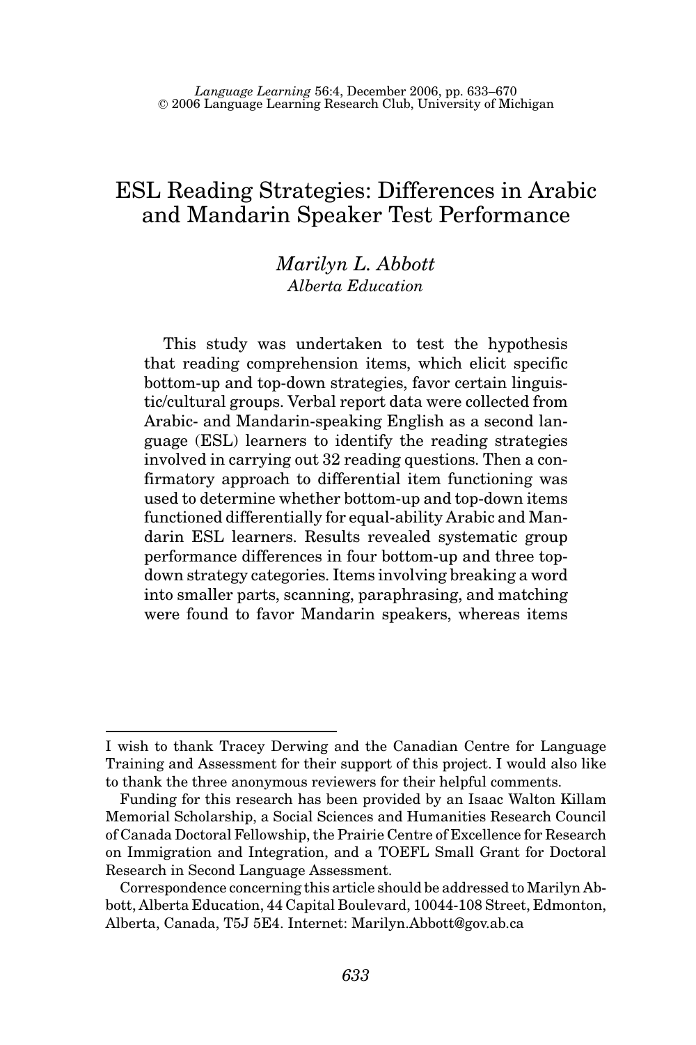# ESL Reading Strategies: Differences in Arabic and Mandarin Speaker Test Performance

*Marilyn L. Abbott*
*Alberta Education*

This study was undertaken to test the hypothesis that reading comprehension items, which elicit specific bottom-up and top-down strategies, favor certain linguistic/cultural groups. Verbal report data were collected from Arabic- and Mandarin-speaking English as a second language (ESL) learners to identify the reading strategies involved in carrying out 32 reading questions. Then a confirmatory approach to differential item functioning was used to determine whether bottom-up and top-down items functioned differentially for equal-ability Arabic and Mandarin ESL learners. Results revealed systematic group performance differences in four bottom-up and three top-down strategy categories. Items involving breaking a word into smaller parts, scanning, paraphrasing, and matching were found to favor Mandarin speakers, whereas items

---

I wish to thank Tracey Derwing and the Canadian Centre for Language Training and Assessment for their support of this project. I would also like to thank the three anonymous reviewers for their helpful comments.

Funding for this research has been provided by an Isaac Walton Killam Memorial Scholarship, a Social Sciences and Humanities Research Council of Canada Doctoral Fellowship, the Prairie Centre of Excellence for Research on Immigration and Integration, and a TOEFL Small Grant for Doctoral Research in Second Language Assessment.

Correspondence concerning this article should be addressed to Marilyn Abbott, Alberta Education, 44 Capital Boulevard, 10044-108 Street, Edmonton, Alberta, Canada, T5J 5E4. Internet: Marilyn.Abbott@gov.ab.ca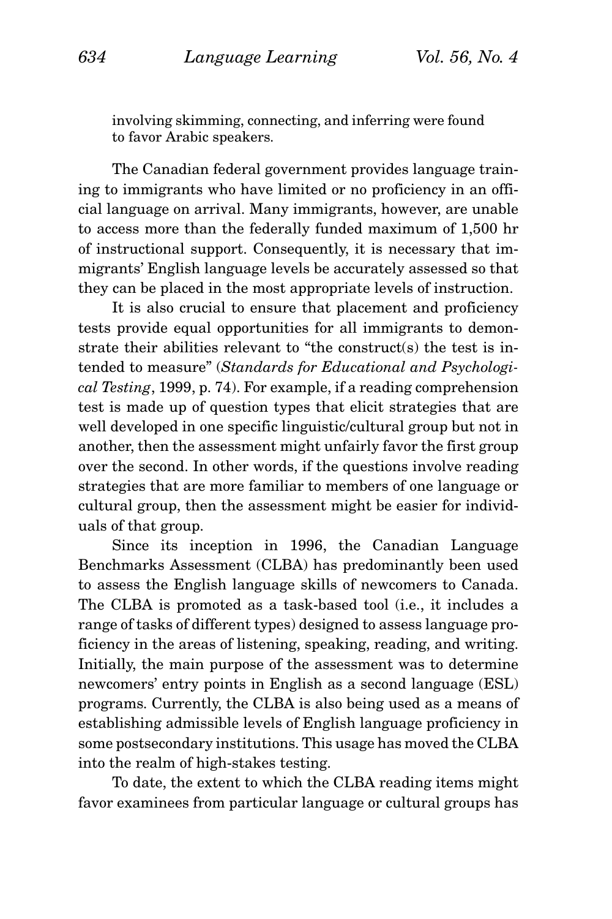involving skimming, connecting, and inferring were found to favor Arabic speakers.

The Canadian federal government provides language training to immigrants who have limited or no proficiency in an official language on arrival. Many immigrants, however, are unable to access more than the federally funded maximum of 1,500 hr of instructional support. Consequently, it is necessary that immigrants' English language levels be accurately assessed so that they can be placed in the most appropriate levels of instruction.

It is also crucial to ensure that placement and proficiency tests provide equal opportunities for all immigrants to demonstrate their abilities relevant to "the construct(s) the test is intended to measure" (*Standards for Educational and Psychological Testing*, 1999, p. 74). For example, if a reading comprehension test is made up of question types that elicit strategies that are well developed in one specific linguistic/cultural group but not in another, then the assessment might unfairly favor the first group over the second. In other words, if the questions involve reading strategies that are more familiar to members of one language or cultural group, then the assessment might be easier for individuals of that group.

Since its inception in 1996, the Canadian Language Benchmarks Assessment (CLBA) has predominantly been used to assess the English language skills of newcomers to Canada. The CLBA is promoted as a task-based tool (i.e., it includes a range of tasks of different types) designed to assess language proficiency in the areas of listening, speaking, reading, and writing. Initially, the main purpose of the assessment was to determine newcomers' entry points in English as a second language (ESL) programs. Currently, the CLBA is also being used as a means of establishing admissible levels of English language proficiency in some postsecondary institutions. This usage has moved the CLBA into the realm of high-stakes testing.

To date, the extent to which the CLBA reading items might favor examinees from particular language or cultural groups has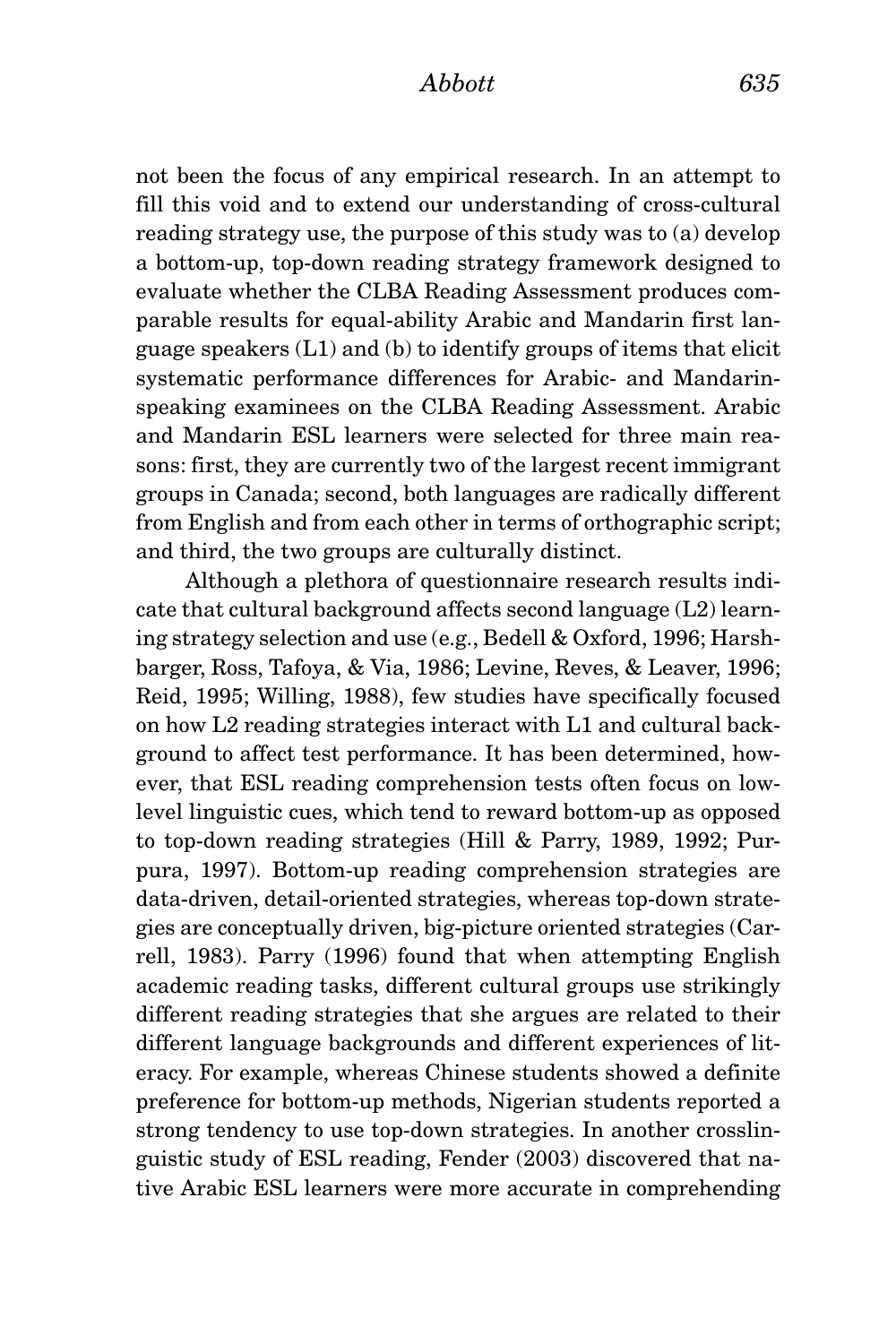not been the focus of any empirical research. In an attempt to fill this void and to extend our understanding of cross-cultural reading strategy use, the purpose of this study was to (a) develop a bottom-up, top-down reading strategy framework designed to evaluate whether the CLBA Reading Assessment produces comparable results for equal-ability Arabic and Mandarin first language speakers (L1) and (b) to identify groups of items that elicit systematic performance differences for Arabic- and Mandarin-speaking examinees on the CLBA Reading Assessment. Arabic and Mandarin ESL learners were selected for three main reasons: first, they are currently two of the largest recent immigrant groups in Canada; second, both languages are radically different from English and from each other in terms of orthographic script; and third, the two groups are culturally distinct.

Although a plethora of questionnaire research results indicate that cultural background affects second language (L2) learning strategy selection and use (e.g., Bedell & Oxford, 1996; Harshbarger, Ross, Tafoya, & Via, 1986; Levine, Reves, & Leaver, 1996; Reid, 1995; Willing, 1988), few studies have specifically focused on how L2 reading strategies interact with L1 and cultural background to affect test performance. It has been determined, however, that ESL reading comprehension tests often focus on low-level linguistic cues, which tend to reward bottom-up as opposed to top-down reading strategies (Hill & Parry, 1989, 1992; Purpura, 1997). Bottom-up reading comprehension strategies are data-driven, detail-oriented strategies, whereas top-down strategies are conceptually driven, big-picture oriented strategies (Carrell, 1983). Parry (1996) found that when attempting English academic reading tasks, different cultural groups use strikingly different reading strategies that she argues are related to their different language backgrounds and different experiences of literacy. For example, whereas Chinese students showed a definite preference for bottom-up methods, Nigerian students reported a strong tendency to use top-down strategies. In another crosslinguistic study of ESL reading, Fender (2003) discovered that native Arabic ESL learners were more accurate in comprehending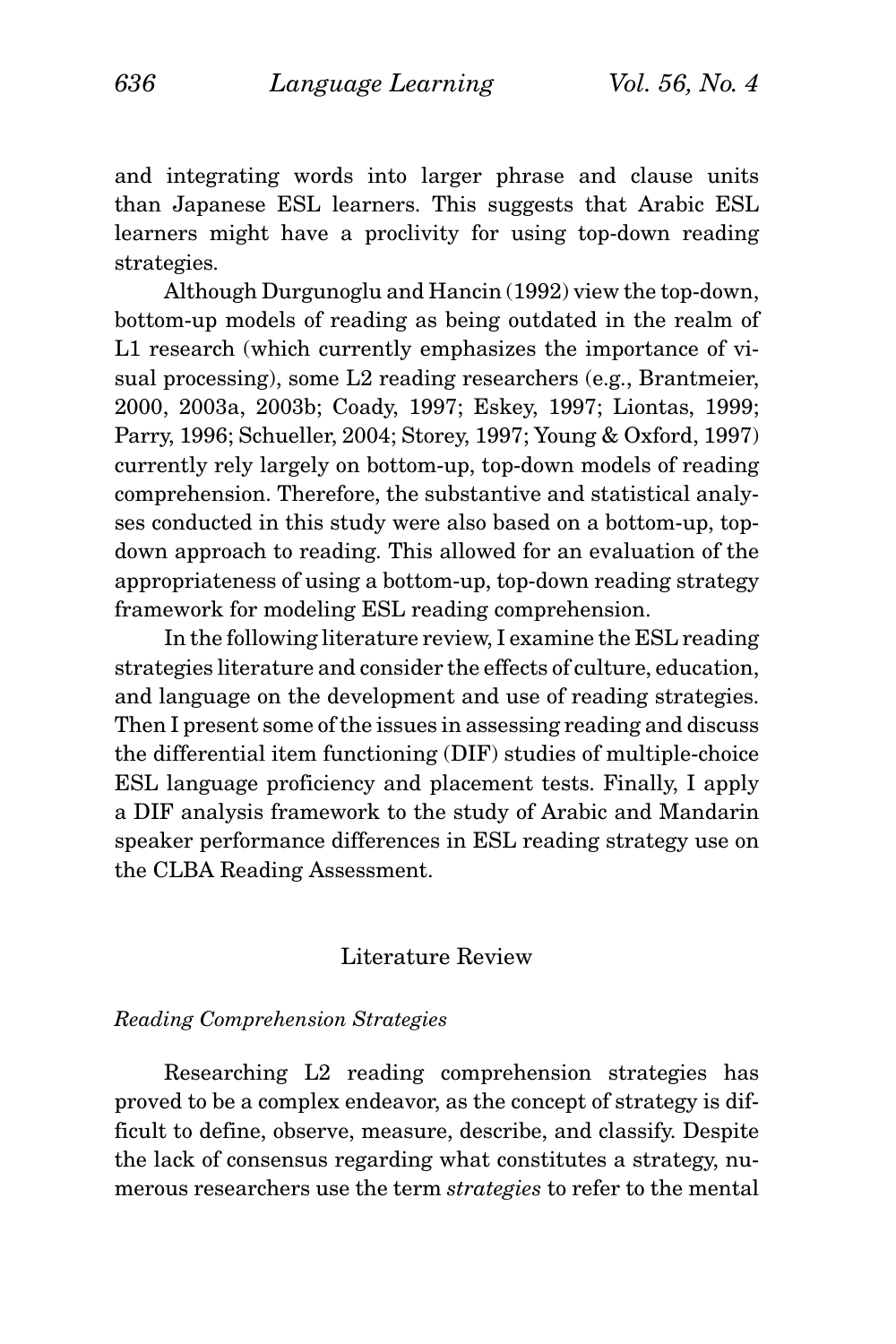and integrating words into larger phrase and clause units than Japanese ESL learners. This suggests that Arabic ESL learners might have a proclivity for using top-down reading strategies.

Although Durgunoglu and Hancin (1992) view the top-down, bottom-up models of reading as being outdated in the realm of L1 research (which currently emphasizes the importance of visual processing), some L2 reading researchers (e.g., Brantmeier, 2000, 2003a, 2003b; Coady, 1997; Eskey, 1997; Liontas, 1999; Parry, 1996; Schueller, 2004; Storey, 1997; Young & Oxford, 1997) currently rely largely on bottom-up, top-down models of reading comprehension. Therefore, the substantive and statistical analyses conducted in this study were also based on a bottom-up, top-down approach to reading. This allowed for an evaluation of the appropriateness of using a bottom-up, top-down reading strategy framework for modeling ESL reading comprehension.

In the following literature review, I examine the ESL reading strategies literature and consider the effects of culture, education, and language on the development and use of reading strategies. Then I present some of the issues in assessing reading and discuss the differential item functioning (DIF) studies of multiple-choice ESL language proficiency and placement tests. Finally, I apply a DIF analysis framework to the study of Arabic and Mandarin speaker performance differences in ESL reading strategy use on the CLBA Reading Assessment.

## Literature Review

### *Reading Comprehension Strategies*

Researching L2 reading comprehension strategies has proved to be a complex endeavor, as the concept of strategy is difficult to define, observe, measure, describe, and classify. Despite the lack of consensus regarding what constitutes a strategy, numerous researchers use the term *strategies* to refer to the mental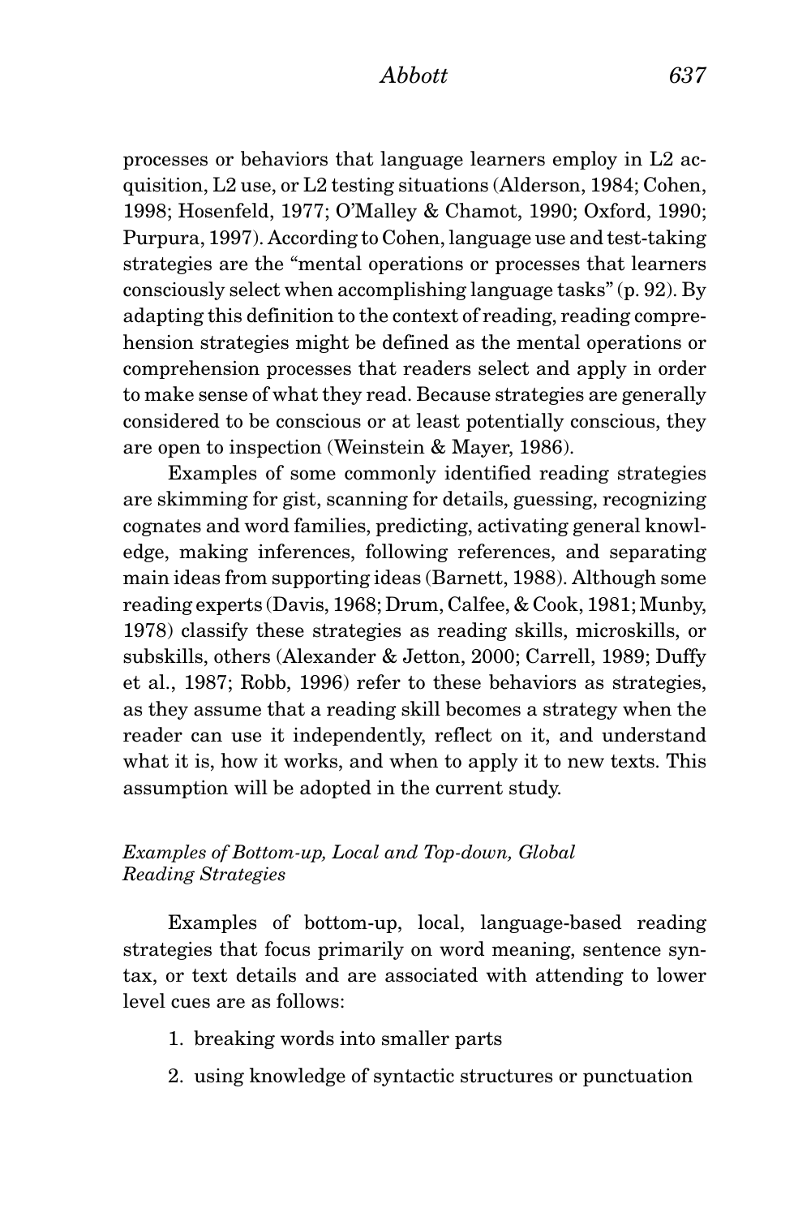processes or behaviors that language learners employ in L2 acquisition, L2 use, or L2 testing situations (Alderson, 1984; Cohen, 1998; Hosenfeld, 1977; O'Malley & Chamot, 1990; Oxford, 1990; Purpura, 1997). According to Cohen, language use and test-taking strategies are the "mental operations or processes that learners consciously select when accomplishing language tasks" (p. 92). By adapting this definition to the context of reading, reading comprehension strategies might be defined as the mental operations or comprehension processes that readers select and apply in order to make sense of what they read. Because strategies are generally considered to be conscious or at least potentially conscious, they are open to inspection (Weinstein & Mayer, 1986).

Examples of some commonly identified reading strategies are skimming for gist, scanning for details, guessing, recognizing cognates and word families, predicting, activating general knowledge, making inferences, following references, and separating main ideas from supporting ideas (Barnett, 1988). Although some reading experts (Davis, 1968; Drum, Calfee, & Cook, 1981; Munby, 1978) classify these strategies as reading skills, microskills, or subskills, others (Alexander & Jetton, 2000; Carrell, 1989; Duffy et al., 1987; Robb, 1996) refer to these behaviors as strategies, as they assume that a reading skill becomes a strategy when the reader can use it independently, reflect on it, and understand what it is, how it works, and when to apply it to new texts. This assumption will be adopted in the current study.

### *Examples of Bottom-up, Local and Top-down, Global Reading Strategies*

Examples of bottom-up, local, language-based reading strategies that focus primarily on word meaning, sentence syntax, or text details and are associated with attending to lower level cues are as follows:

1. breaking words into smaller parts
2. using knowledge of syntactic structures or punctuation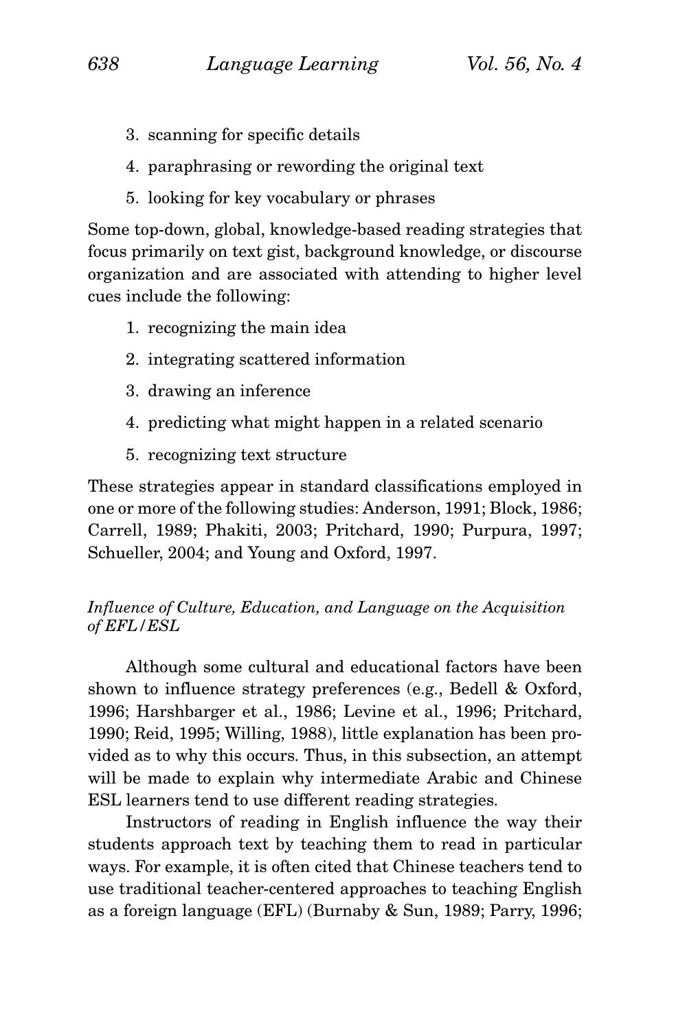3. scanning for specific details
4. paraphrasing or rewording the original text
5. looking for key vocabulary or phrases

Some top-down, global, knowledge-based reading strategies that focus primarily on text gist, background knowledge, or discourse organization and are associated with attending to higher level cues include the following:

1. recognizing the main idea
2. integrating scattered information
3. drawing an inference
4. predicting what might happen in a related scenario
5. recognizing text structure

These strategies appear in standard classifications employed in one or more of the following studies: Anderson, 1991; Block, 1986; Carrell, 1989; Phakiti, 2003; Pritchard, 1990; Purpura, 1997; Schueller, 2004; and Young and Oxford, 1997.

### *Influence of Culture, Education, and Language on the Acquisition of EFL/ESL*

Although some cultural and educational factors have been shown to influence strategy preferences (e.g., Bedell & Oxford, 1996; Harshbarger et al., 1986; Levine et al., 1996; Pritchard, 1990; Reid, 1995; Willing, 1988), little explanation has been provided as to why this occurs. Thus, in this subsection, an attempt will be made to explain why intermediate Arabic and Chinese ESL learners tend to use different reading strategies.

Instructors of reading in English influence the way their students approach text by teaching them to read in particular ways. For example, it is often cited that Chinese teachers tend to use traditional teacher-centered approaches to teaching English as a foreign language (EFL) (Burnaby & Sun, 1989; Parry, 1996;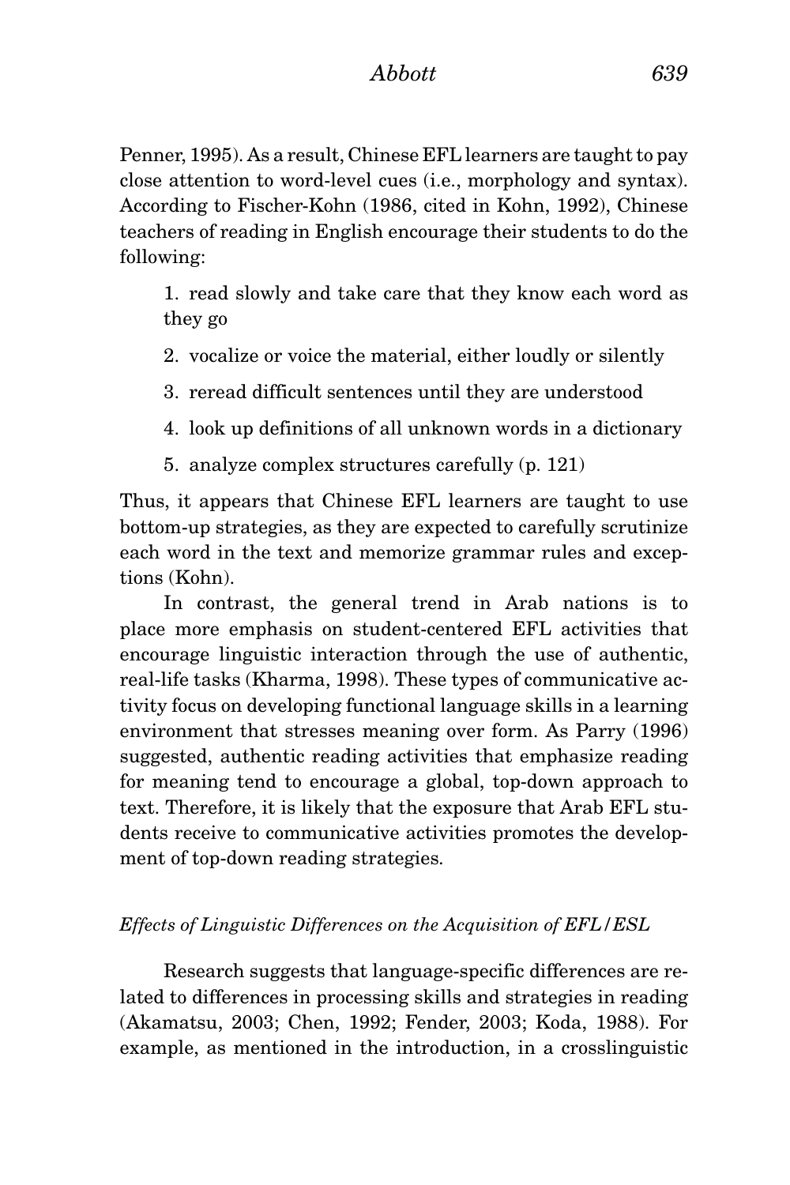Penner, 1995). As a result, Chinese EFL learners are taught to pay close attention to word-level cues (i.e., morphology and syntax). According to Fischer-Kohn (1986, cited in Kohn, 1992), Chinese teachers of reading in English encourage their students to do the following:

1. read slowly and take care that they know each word as they go
2. vocalize or voice the material, either loudly or silently
3. reread difficult sentences until they are understood
4. look up definitions of all unknown words in a dictionary
5. analyze complex structures carefully (p. 121)

Thus, it appears that Chinese EFL learners are taught to use bottom-up strategies, as they are expected to carefully scrutinize each word in the text and memorize grammar rules and exceptions (Kohn).

In contrast, the general trend in Arab nations is to place more emphasis on student-centered EFL activities that encourage linguistic interaction through the use of authentic, real-life tasks (Kharma, 1998). These types of communicative activity focus on developing functional language skills in a learning environment that stresses meaning over form. As Parry (1996) suggested, authentic reading activities that emphasize reading for meaning tend to encourage a global, top-down approach to text. Therefore, it is likely that the exposure that Arab EFL students receive to communicative activities promotes the development of top-down reading strategies.

### *Effects of Linguistic Differences on the Acquisition of EFL/ESL*

Research suggests that language-specific differences are related to differences in processing skills and strategies in reading (Akamatsu, 2003; Chen, 1992; Fender, 2003; Koda, 1988). For example, as mentioned in the introduction, in a crosslinguistic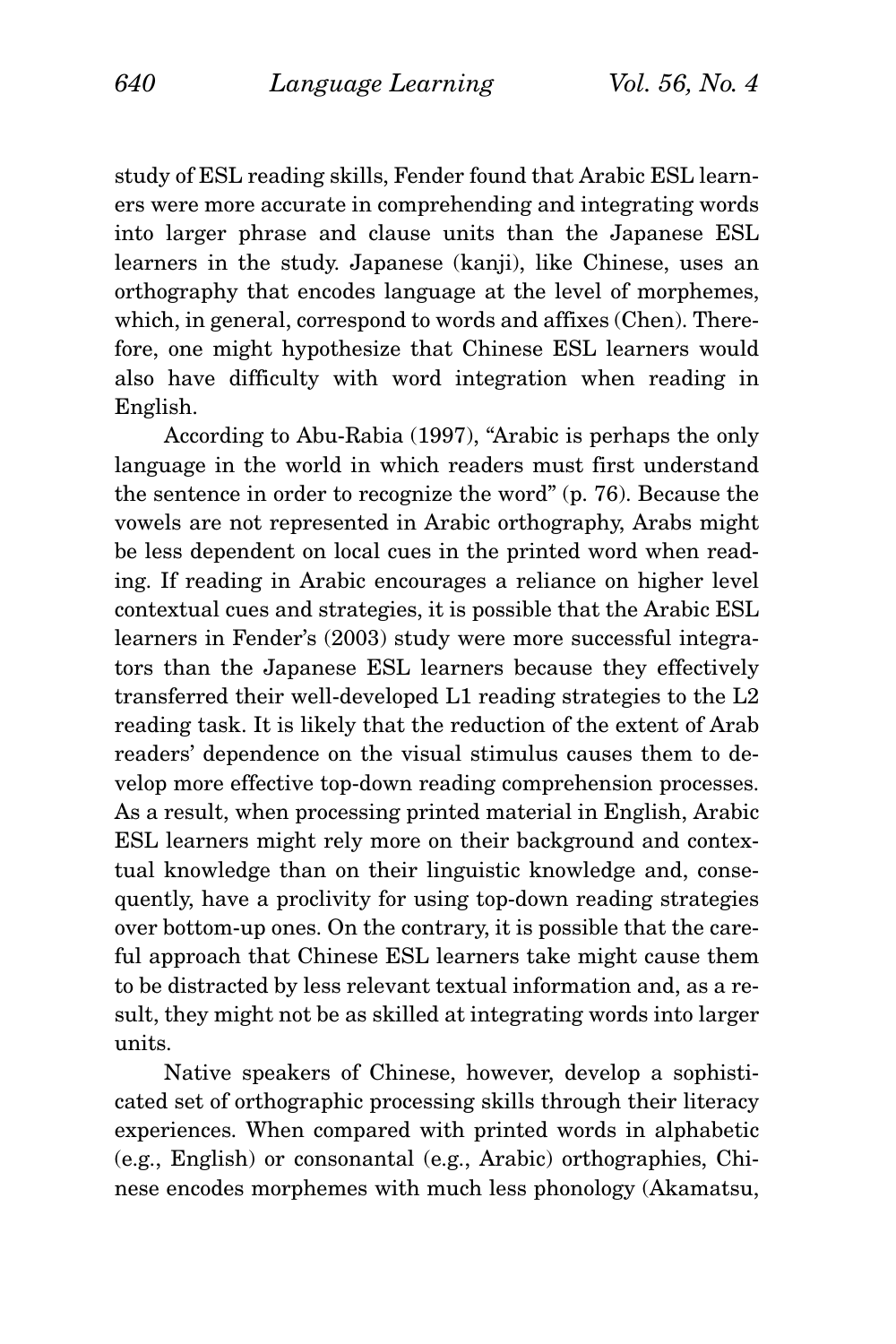study of ESL reading skills, Fender found that Arabic ESL learners were more accurate in comprehending and integrating words into larger phrase and clause units than the Japanese ESL learners in the study. Japanese (kanji), like Chinese, uses an orthography that encodes language at the level of morphemes, which, in general, correspond to words and affixes (Chen). Therefore, one might hypothesize that Chinese ESL learners would also have difficulty with word integration when reading in English.

According to Abu-Rabia (1997), "Arabic is perhaps the only language in the world in which readers must first understand the sentence in order to recognize the word" (p. 76). Because the vowels are not represented in Arabic orthography, Arabs might be less dependent on local cues in the printed word when reading. If reading in Arabic encourages a reliance on higher level contextual cues and strategies, it is possible that the Arabic ESL learners in Fender's (2003) study were more successful integrators than the Japanese ESL learners because they effectively transferred their well-developed L1 reading strategies to the L2 reading task. It is likely that the reduction of the extent of Arab readers' dependence on the visual stimulus causes them to develop more effective top-down reading comprehension processes. As a result, when processing printed material in English, Arabic ESL learners might rely more on their background and contextual knowledge than on their linguistic knowledge and, consequently, have a proclivity for using top-down reading strategies over bottom-up ones. On the contrary, it is possible that the careful approach that Chinese ESL learners take might cause them to be distracted by less relevant textual information and, as a result, they might not be as skilled at integrating words into larger units.

Native speakers of Chinese, however, develop a sophisticated set of orthographic processing skills through their literacy experiences. When compared with printed words in alphabetic (e.g., English) or consonantal (e.g., Arabic) orthographies, Chinese encodes morphemes with much less phonology (Akamatsu,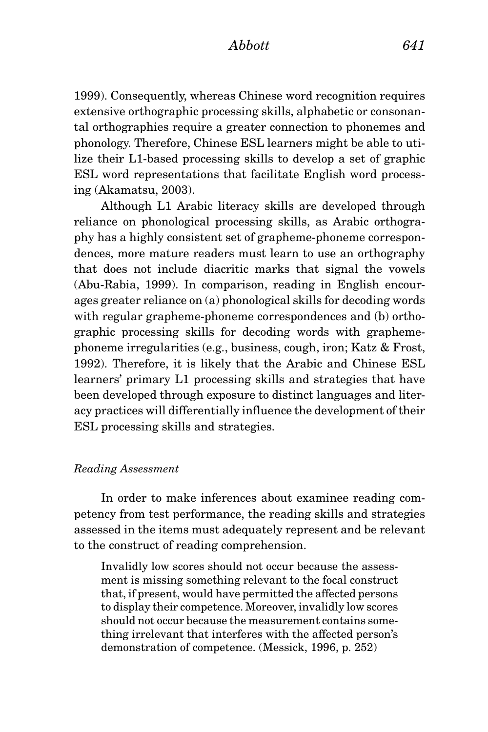1999). Consequently, whereas Chinese word recognition requires extensive orthographic processing skills, alphabetic or consonantal orthographies require a greater connection to phonemes and phonology. Therefore, Chinese ESL learners might be able to utilize their L1-based processing skills to develop a set of graphic ESL word representations that facilitate English word processing (Akamatsu, 2003).

Although L1 Arabic literacy skills are developed through reliance on phonological processing skills, as Arabic orthography has a highly consistent set of grapheme-phoneme correspondences, more mature readers must learn to use an orthography that does not include diacritic marks that signal the vowels (Abu-Rabia, 1999). In comparison, reading in English encourages greater reliance on (a) phonological skills for decoding words with regular grapheme-phoneme correspondences and (b) orthographic processing skills for decoding words with grapheme-phoneme irregularities (e.g., business, cough, iron; Katz & Frost, 1992). Therefore, it is likely that the Arabic and Chinese ESL learners' primary L1 processing skills and strategies that have been developed through exposure to distinct languages and literacy practices will differentially influence the development of their ESL processing skills and strategies.

### *Reading Assessment*

In order to make inferences about examinee reading competency from test performance, the reading skills and strategies assessed in the items must adequately represent and be relevant to the construct of reading comprehension.

> Invalidly low scores should not occur because the assessment is missing something relevant to the focal construct that, if present, would have permitted the affected persons to display their competence. Moreover, invalidly low scores should not occur because the measurement contains something irrelevant that interferes with the affected person's demonstration of competence. (Messick, 1996, p. 252)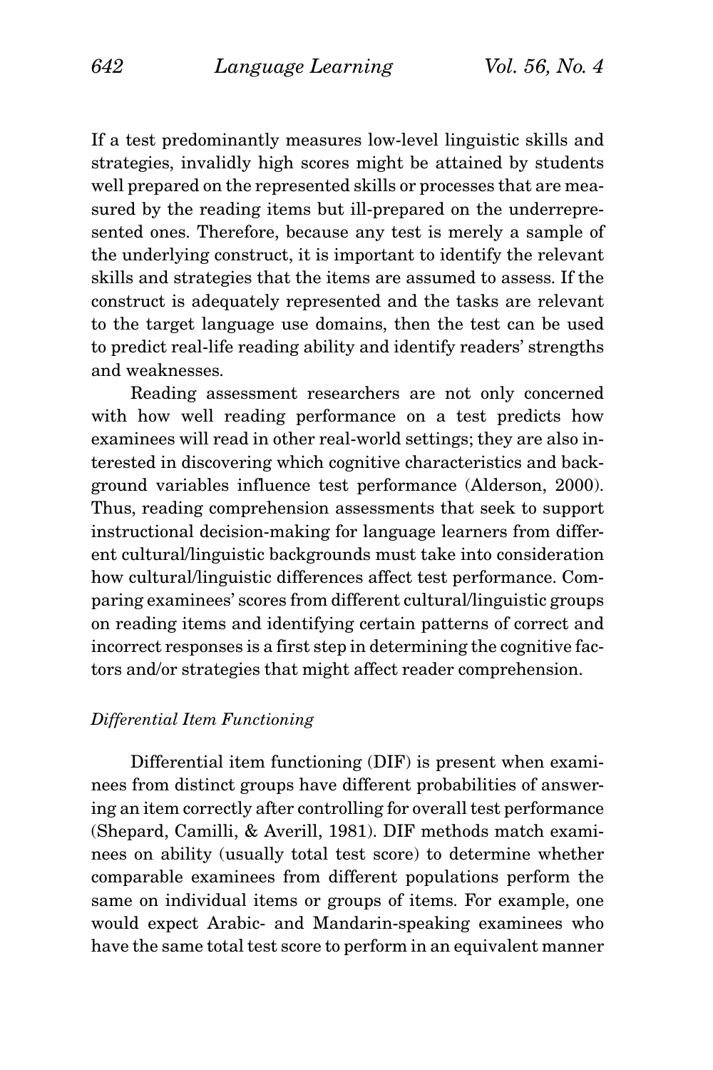If a test predominantly measures low-level linguistic skills and strategies, invalidly high scores might be attained by students well prepared on the represented skills or processes that are measured by the reading items but ill-prepared on the underrepresented ones. Therefore, because any test is merely a sample of the underlying construct, it is important to identify the relevant skills and strategies that the items are assumed to assess. If the construct is adequately represented and the tasks are relevant to the target language use domains, then the test can be used to predict real-life reading ability and identify readers' strengths and weaknesses.

Reading assessment researchers are not only concerned with how well reading performance on a test predicts how examinees will read in other real-world settings; they are also interested in discovering which cognitive characteristics and background variables influence test performance (Alderson, 2000). Thus, reading comprehension assessments that seek to support instructional decision-making for language learners from different cultural/linguistic backgrounds must take into consideration how cultural/linguistic differences affect test performance. Comparing examinees' scores from different cultural/linguistic groups on reading items and identifying certain patterns of correct and incorrect responses is a first step in determining the cognitive factors and/or strategies that might affect reader comprehension.

### *Differential Item Functioning*

Differential item functioning (DIF) is present when examinees from distinct groups have different probabilities of answering an item correctly after controlling for overall test performance (Shepard, Camilli, & Averill, 1981). DIF methods match examinees on ability (usually total test score) to determine whether comparable examinees from different populations perform the same on individual items or groups of items. For example, one would expect Arabic- and Mandarin-speaking examinees who have the same total test score to perform in an equivalent manner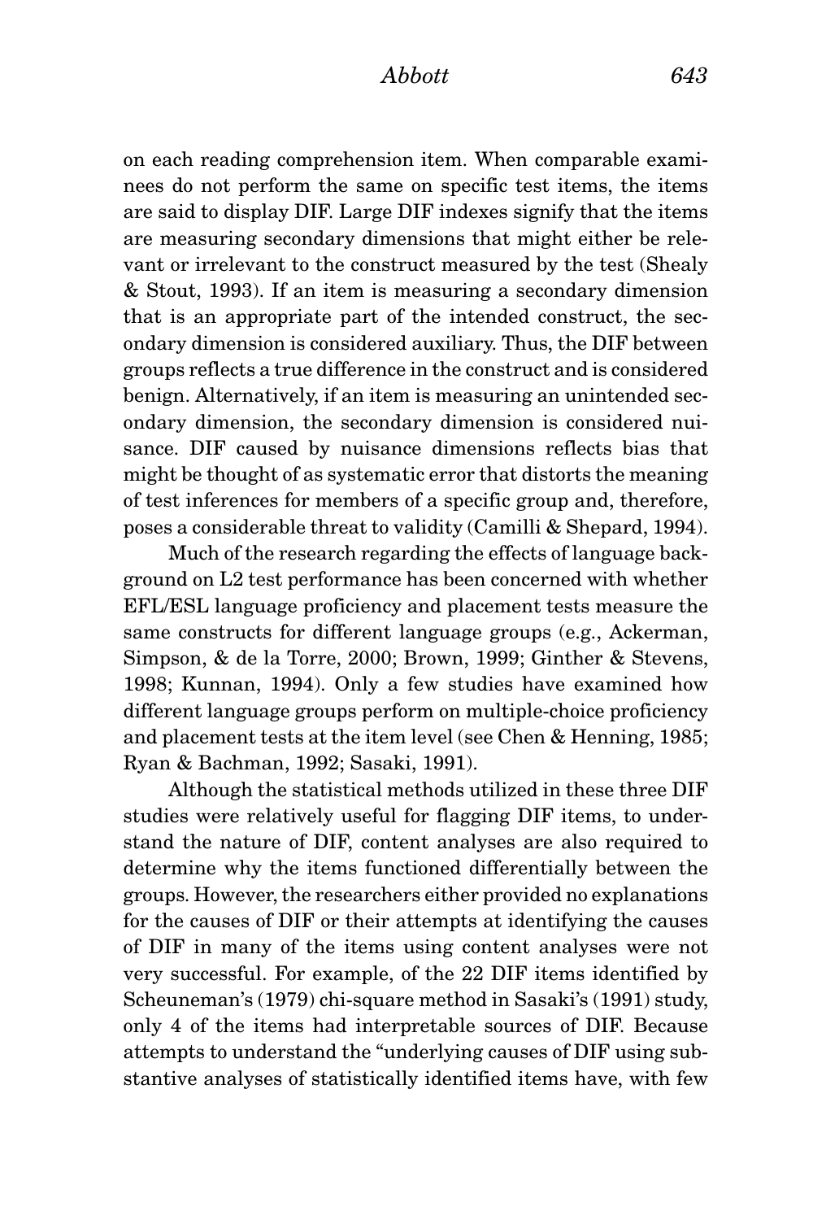on each reading comprehension item. When comparable examinees do not perform the same on specific test items, the items are said to display DIF. Large DIF indexes signify that the items are measuring secondary dimensions that might either be relevant or irrelevant to the construct measured by the test (Shealy & Stout, 1993). If an item is measuring a secondary dimension that is an appropriate part of the intended construct, the secondary dimension is considered auxiliary. Thus, the DIF between groups reflects a true difference in the construct and is considered benign. Alternatively, if an item is measuring an unintended secondary dimension, the secondary dimension is considered nuisance. DIF caused by nuisance dimensions reflects bias that might be thought of as systematic error that distorts the meaning of test inferences for members of a specific group and, therefore, poses a considerable threat to validity (Camilli & Shepard, 1994).

Much of the research regarding the effects of language background on L2 test performance has been concerned with whether EFL/ESL language proficiency and placement tests measure the same constructs for different language groups (e.g., Ackerman, Simpson, & de la Torre, 2000; Brown, 1999; Ginther & Stevens, 1998; Kunnan, 1994). Only a few studies have examined how different language groups perform on multiple-choice proficiency and placement tests at the item level (see Chen & Henning, 1985; Ryan & Bachman, 1992; Sasaki, 1991).

Although the statistical methods utilized in these three DIF studies were relatively useful for flagging DIF items, to understand the nature of DIF, content analyses are also required to determine why the items functioned differentially between the groups. However, the researchers either provided no explanations for the causes of DIF or their attempts at identifying the causes of DIF in many of the items using content analyses were not very successful. For example, of the 22 DIF items identified by Scheuneman's (1979) chi-square method in Sasaki's (1991) study, only 4 of the items had interpretable sources of DIF. Because attempts to understand the "underlying causes of DIF using substantive analyses of statistically identified items have, with few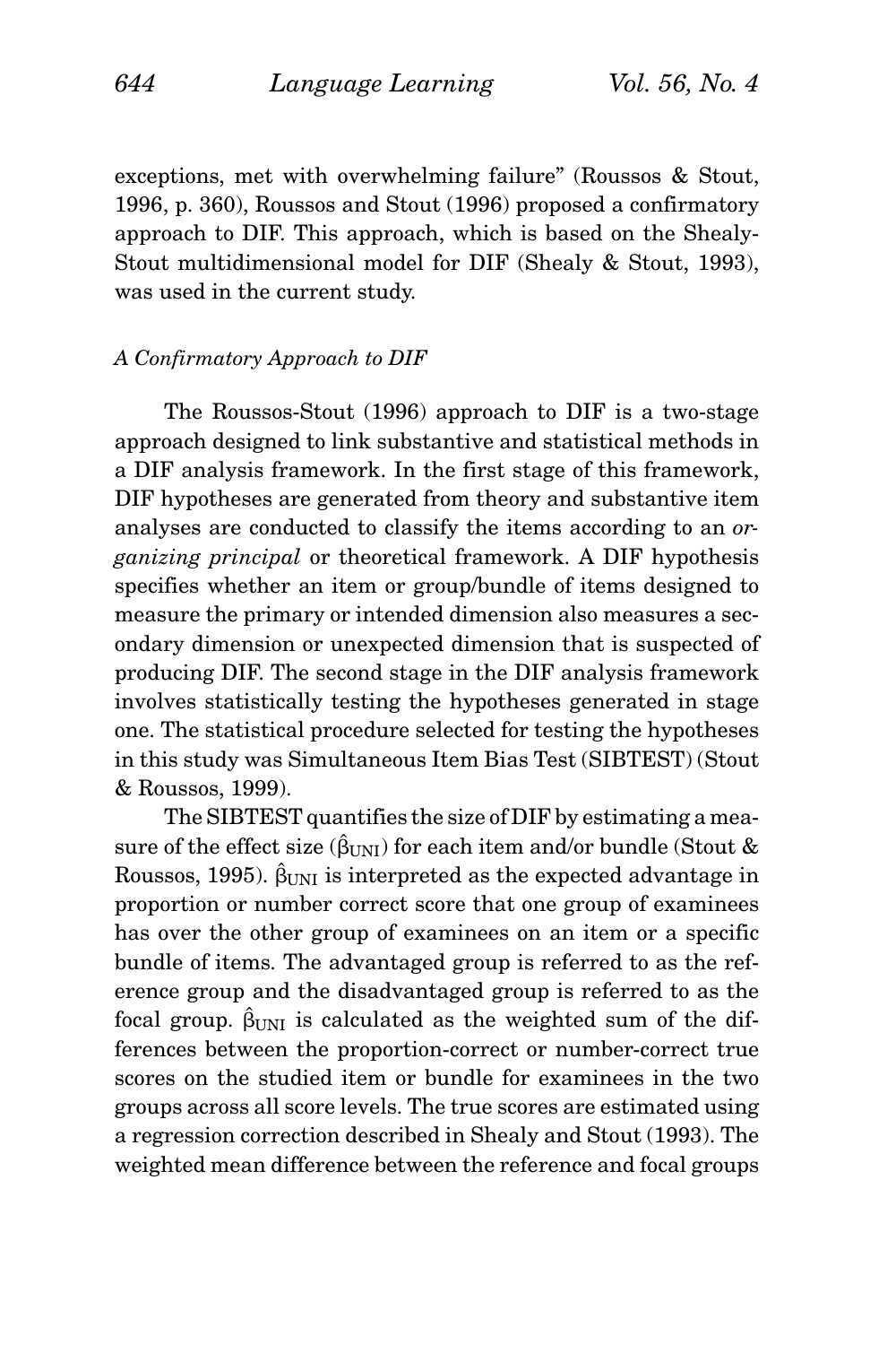exceptions, met with overwhelming failure" (Roussos & Stout, 1996, p. 360), Roussos and Stout (1996) proposed a confirmatory approach to DIF. This approach, which is based on the Shealy-Stout multidimensional model for DIF (Shealy & Stout, 1993), was used in the current study.

### *A Confirmatory Approach to DIF*

The Roussos-Stout (1996) approach to DIF is a two-stage approach designed to link substantive and statistical methods in a DIF analysis framework. In the first stage of this framework, DIF hypotheses are generated from theory and substantive item analyses are conducted to classify the items according to an *organizing principal* or theoretical framework. A DIF hypothesis specifies whether an item or group/bundle of items designed to measure the primary or intended dimension also measures a secondary dimension or unexpected dimension that is suspected of producing DIF. The second stage in the DIF analysis framework involves statistically testing the hypotheses generated in stage one. The statistical procedure selected for testing the hypotheses in this study was Simultaneous Item Bias Test (SIBTEST) (Stout & Roussos, 1999).

The SIBTEST quantifies the size of DIF by estimating a measure of the effect size ($\hat{\beta}_{\text{UNI}}$) for each item and/or bundle (Stout & Roussos, 1995). $\hat{\beta}_{\text{UNI}}$ is interpreted as the expected advantage in proportion or number correct score that one group of examinees has over the other group of examinees on an item or a specific bundle of items. The advantaged group is referred to as the reference group and the disadvantaged group is referred to as the focal group. $\hat{\beta}_{\text{UNI}}$ is calculated as the weighted sum of the differences between the proportion-correct or number-correct true scores on the studied item or bundle for examinees in the two groups across all score levels. The true scores are estimated using a regression correction described in Shealy and Stout (1993). The weighted mean difference between the reference and focal groups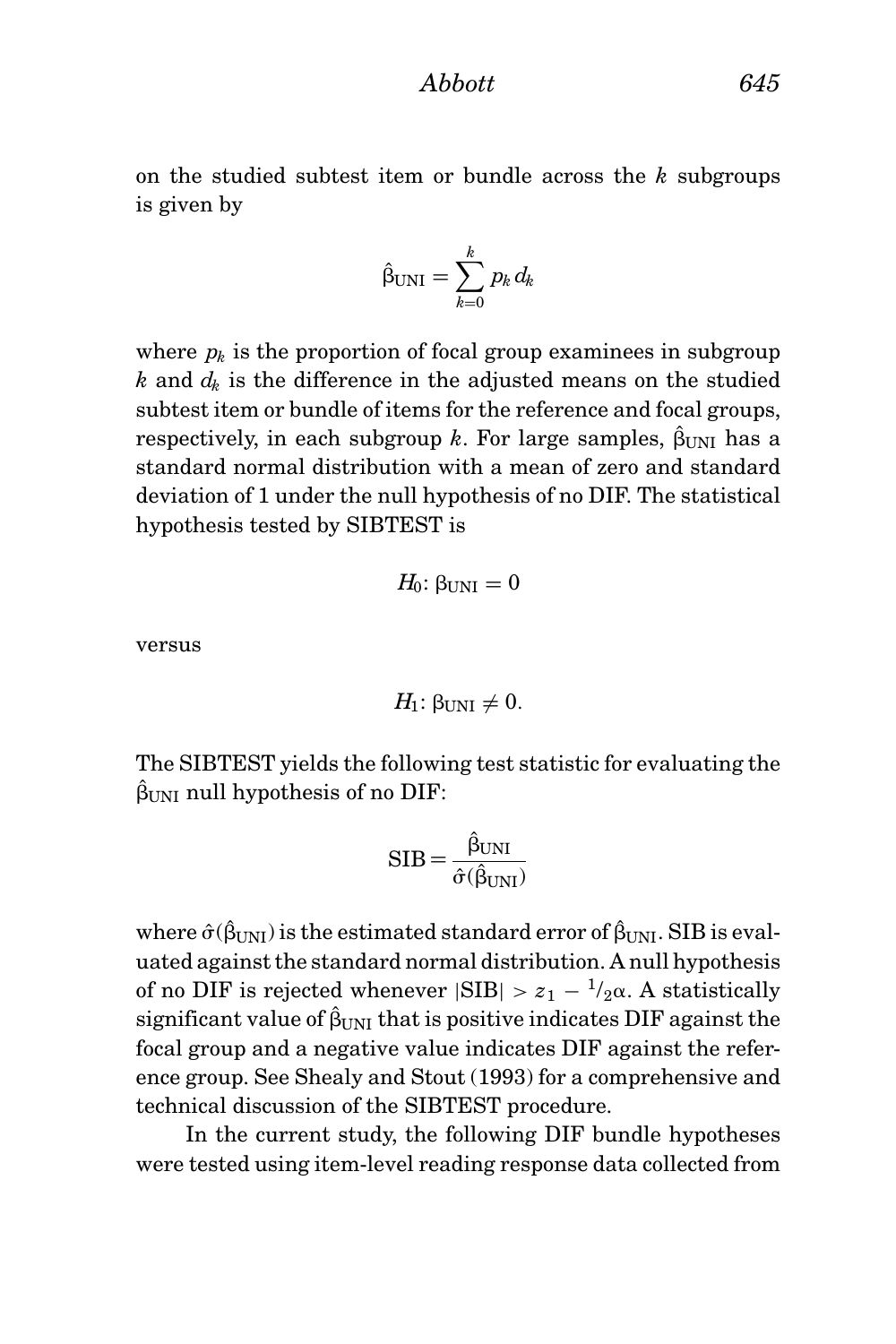on the studied subtest item or bundle across the $k$ subgroups is given by

$$\hat{\beta}_{\text{UNI}} = \sum_{k=0}^{k} p_k d_k$$

where $p_k$ is the proportion of focal group examinees in subgroup $k$ and $d_k$ is the difference in the adjusted means on the studied subtest item or bundle of items for the reference and focal groups, respectively, in each subgroup $k$. For large samples, $\hat{\beta}_{\text{UNI}}$ has a standard normal distribution with a mean of zero and standard deviation of 1 under the null hypothesis of no DIF. The statistical hypothesis tested by SIBTEST is

$$H_0\text{: } \beta_{\text{UNI}} = 0$$

versus

$$H_1\text{: } \beta_{\text{UNI}} \neq 0.$$

The SIBTEST yields the following test statistic for evaluating the $\hat{\beta}_{\text{UNI}}$ null hypothesis of no DIF:

$$\text{SIB} = \frac{\hat{\beta}_{\text{UNI}}}{\hat{\sigma}(\hat{\beta}_{\text{UNI}})}$$

where $\hat{\sigma}(\hat{\beta}_{\text{UNI}})$ is the estimated standard error of $\hat{\beta}_{\text{UNI}}$. SIB is evaluated against the standard normal distribution. A null hypothesis of no DIF is rejected whenever $|\text{SIB}| > z_{1} - {}^{1}\!/_{2}\alpha$. A statistically significant value of $\hat{\beta}_{\text{UNI}}$ that is positive indicates DIF against the focal group and a negative value indicates DIF against the reference group. See Shealy and Stout (1993) for a comprehensive and technical discussion of the SIBTEST procedure.

In the current study, the following DIF bundle hypotheses were tested using item-level reading response data collected from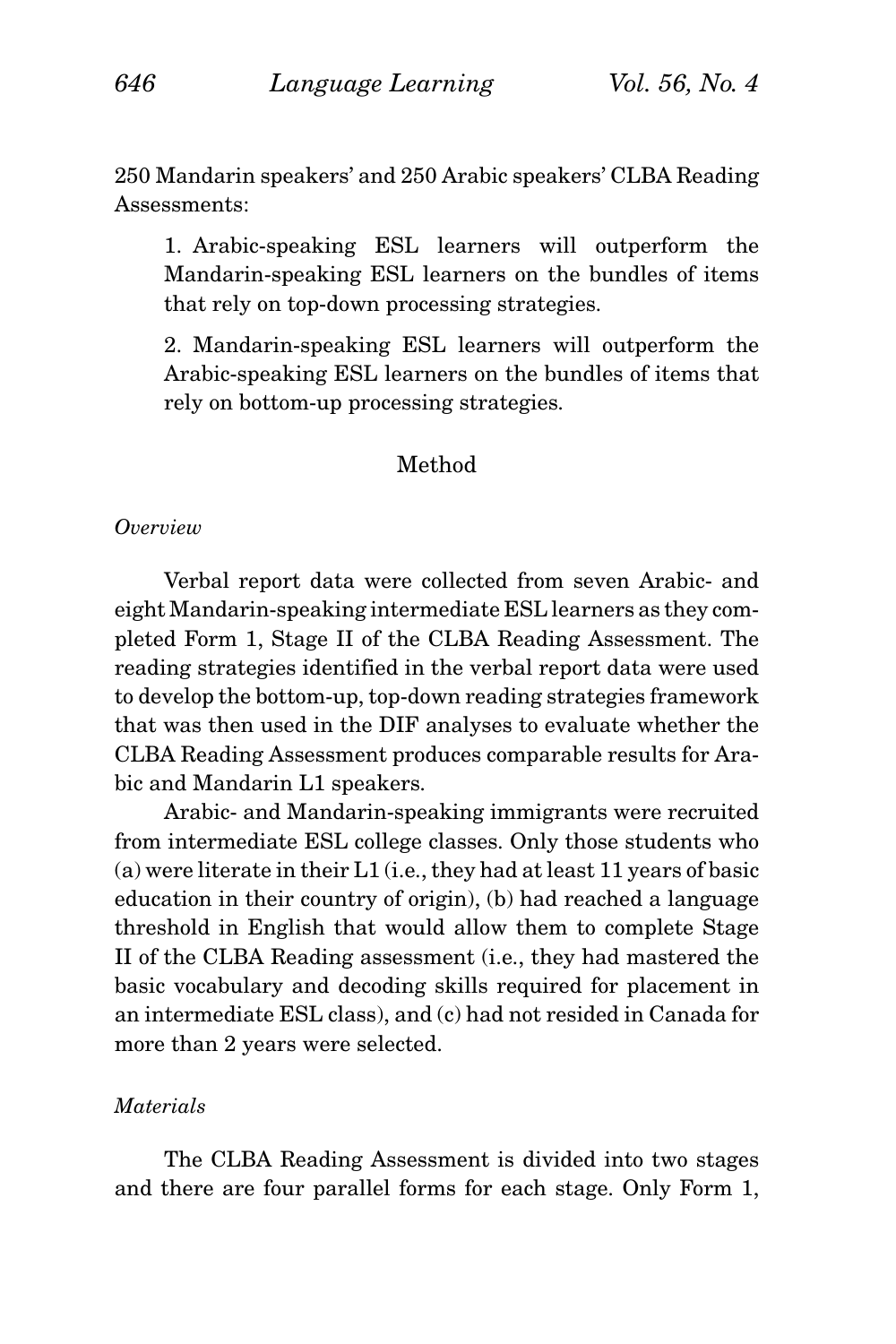250 Mandarin speakers' and 250 Arabic speakers' CLBA Reading Assessments:

1. Arabic-speaking ESL learners will outperform the Mandarin-speaking ESL learners on the bundles of items that rely on top-down processing strategies.

2. Mandarin-speaking ESL learners will outperform the Arabic-speaking ESL learners on the bundles of items that rely on bottom-up processing strategies.

## Method

### *Overview*

Verbal report data were collected from seven Arabic- and eight Mandarin-speaking intermediate ESL learners as they completed Form 1, Stage II of the CLBA Reading Assessment. The reading strategies identified in the verbal report data were used to develop the bottom-up, top-down reading strategies framework that was then used in the DIF analyses to evaluate whether the CLBA Reading Assessment produces comparable results for Arabic and Mandarin L1 speakers.

Arabic- and Mandarin-speaking immigrants were recruited from intermediate ESL college classes. Only those students who (a) were literate in their L1 (i.e., they had at least 11 years of basic education in their country of origin), (b) had reached a language threshold in English that would allow them to complete Stage II of the CLBA Reading assessment (i.e., they had mastered the basic vocabulary and decoding skills required for placement in an intermediate ESL class), and (c) had not resided in Canada for more than 2 years were selected.

### *Materials*

The CLBA Reading Assessment is divided into two stages and there are four parallel forms for each stage. Only Form 1,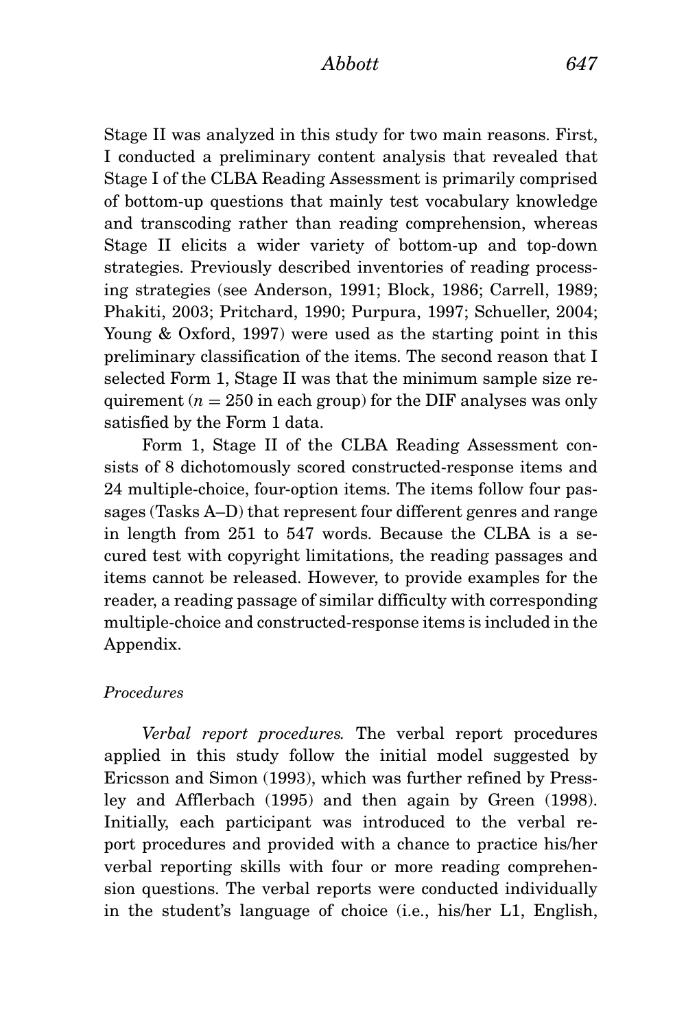Stage II was analyzed in this study for two main reasons. First, I conducted a preliminary content analysis that revealed that Stage I of the CLBA Reading Assessment is primarily comprised of bottom-up questions that mainly test vocabulary knowledge and transcoding rather than reading comprehension, whereas Stage II elicits a wider variety of bottom-up and top-down strategies. Previously described inventories of reading processing strategies (see Anderson, 1991; Block, 1986; Carrell, 1989; Phakiti, 2003; Pritchard, 1990; Purpura, 1997; Schueller, 2004; Young & Oxford, 1997) were used as the starting point in this preliminary classification of the items. The second reason that I selected Form 1, Stage II was that the minimum sample size requirement ($n = 250$ in each group) for the DIF analyses was only satisfied by the Form 1 data.

Form 1, Stage II of the CLBA Reading Assessment consists of 8 dichotomously scored constructed-response items and 24 multiple-choice, four-option items. The items follow four passages (Tasks A–D) that represent four different genres and range in length from 251 to 547 words. Because the CLBA is a secured test with copyright limitations, the reading passages and items cannot be released. However, to provide examples for the reader, a reading passage of similar difficulty with corresponding multiple-choice and constructed-response items is included in the Appendix.

### *Procedures*

*Verbal report procedures.* The verbal report procedures applied in this study follow the initial model suggested by Ericsson and Simon (1993), which was further refined by Pressley and Afflerbach (1995) and then again by Green (1998). Initially, each participant was introduced to the verbal report procedures and provided with a chance to practice his/her verbal reporting skills with four or more reading comprehension questions. The verbal reports were conducted individually in the student's language of choice (i.e., his/her L1, English,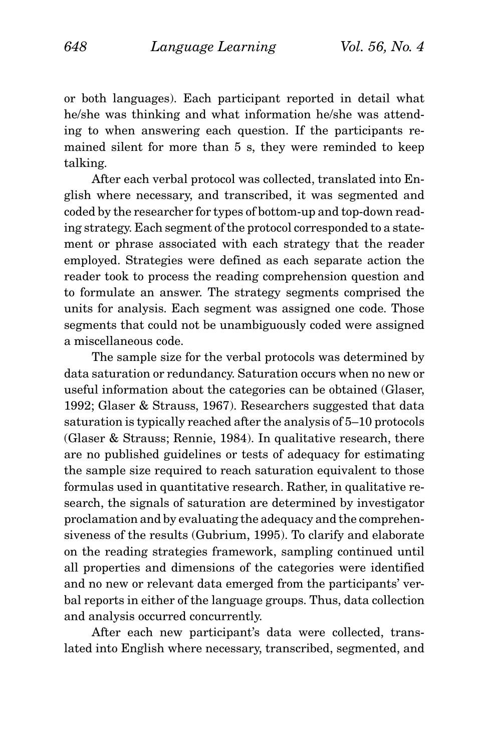or both languages). Each participant reported in detail what he/she was thinking and what information he/she was attending to when answering each question. If the participants remained silent for more than 5 s, they were reminded to keep talking.

After each verbal protocol was collected, translated into English where necessary, and transcribed, it was segmented and coded by the researcher for types of bottom-up and top-down reading strategy. Each segment of the protocol corresponded to a statement or phrase associated with each strategy that the reader employed. Strategies were defined as each separate action the reader took to process the reading comprehension question and to formulate an answer. The strategy segments comprised the units for analysis. Each segment was assigned one code. Those segments that could not be unambiguously coded were assigned a miscellaneous code.

The sample size for the verbal protocols was determined by data saturation or redundancy. Saturation occurs when no new or useful information about the categories can be obtained (Glaser, 1992; Glaser & Strauss, 1967). Researchers suggested that data saturation is typically reached after the analysis of 5–10 protocols (Glaser & Strauss; Rennie, 1984). In qualitative research, there are no published guidelines or tests of adequacy for estimating the sample size required to reach saturation equivalent to those formulas used in quantitative research. Rather, in qualitative research, the signals of saturation are determined by investigator proclamation and by evaluating the adequacy and the comprehensiveness of the results (Gubrium, 1995). To clarify and elaborate on the reading strategies framework, sampling continued until all properties and dimensions of the categories were identified and no new or relevant data emerged from the participants' verbal reports in either of the language groups. Thus, data collection and analysis occurred concurrently.

After each new participant's data were collected, translated into English where necessary, transcribed, segmented, and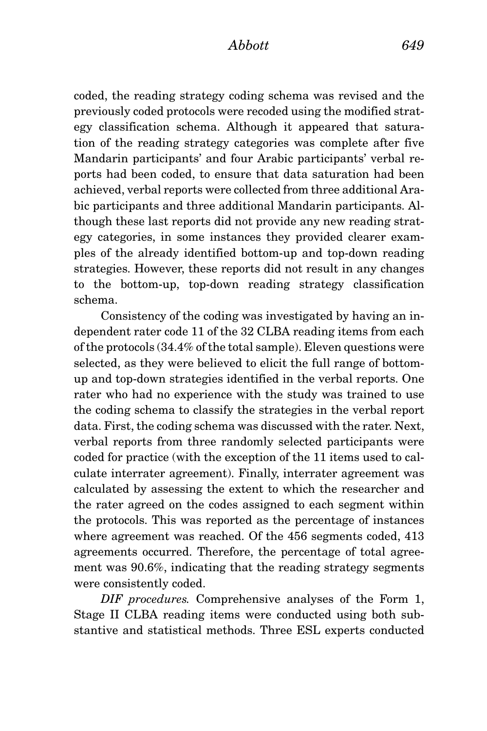coded, the reading strategy coding schema was revised and the previously coded protocols were recoded using the modified strategy classification schema. Although it appeared that saturation of the reading strategy categories was complete after five Mandarin participants' and four Arabic participants' verbal reports had been coded, to ensure that data saturation had been achieved, verbal reports were collected from three additional Arabic participants and three additional Mandarin participants. Although these last reports did not provide any new reading strategy categories, in some instances they provided clearer examples of the already identified bottom-up and top-down reading strategies. However, these reports did not result in any changes to the bottom-up, top-down reading strategy classification schema.

Consistency of the coding was investigated by having an independent rater code 11 of the 32 CLBA reading items from each of the protocols (34.4% of the total sample). Eleven questions were selected, as they were believed to elicit the full range of bottom-up and top-down strategies identified in the verbal reports. One rater who had no experience with the study was trained to use the coding schema to classify the strategies in the verbal report data. First, the coding schema was discussed with the rater. Next, verbal reports from three randomly selected participants were coded for practice (with the exception of the 11 items used to calculate interrater agreement). Finally, interrater agreement was calculated by assessing the extent to which the researcher and the rater agreed on the codes assigned to each segment within the protocols. This was reported as the percentage of instances where agreement was reached. Of the 456 segments coded, 413 agreements occurred. Therefore, the percentage of total agreement was 90.6%, indicating that the reading strategy segments were consistently coded.

*DIF procedures.* Comprehensive analyses of the Form 1, Stage II CLBA reading items were conducted using both substantive and statistical methods. Three ESL experts conducted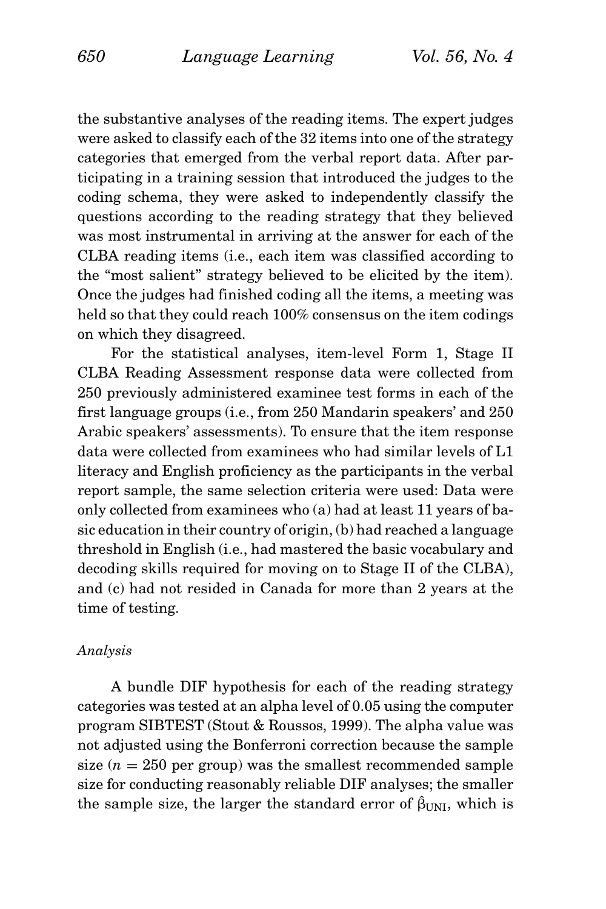the substantive analyses of the reading items. The expert judges were asked to classify each of the 32 items into one of the strategy categories that emerged from the verbal report data. After participating in a training session that introduced the judges to the coding schema, they were asked to independently classify the questions according to the reading strategy that they believed was most instrumental in arriving at the answer for each of the CLBA reading items (i.e., each item was classified according to the "most salient" strategy believed to be elicited by the item). Once the judges had finished coding all the items, a meeting was held so that they could reach 100% consensus on the item codings on which they disagreed.

For the statistical analyses, item-level Form 1, Stage II CLBA Reading Assessment response data were collected from 250 previously administered examinee test forms in each of the first language groups (i.e., from 250 Mandarin speakers' and 250 Arabic speakers' assessments). To ensure that the item response data were collected from examinees who had similar levels of L1 literacy and English proficiency as the participants in the verbal report sample, the same selection criteria were used: Data were only collected from examinees who (a) had at least 11 years of basic education in their country of origin, (b) had reached a language threshold in English (i.e., had mastered the basic vocabulary and decoding skills required for moving on to Stage II of the CLBA), and (c) had not resided in Canada for more than 2 years at the time of testing.

### *Analysis*

A bundle DIF hypothesis for each of the reading strategy categories was tested at an alpha level of 0.05 using the computer program SIBTEST (Stout & Roussos, 1999). The alpha value was not adjusted using the Bonferroni correction because the sample size ($n = 250$ per group) was the smallest recommended sample size for conducting reasonably reliable DIF analyses; the smaller the sample size, the larger the standard error of $\hat{\beta}_{\text{UNI}}$, which is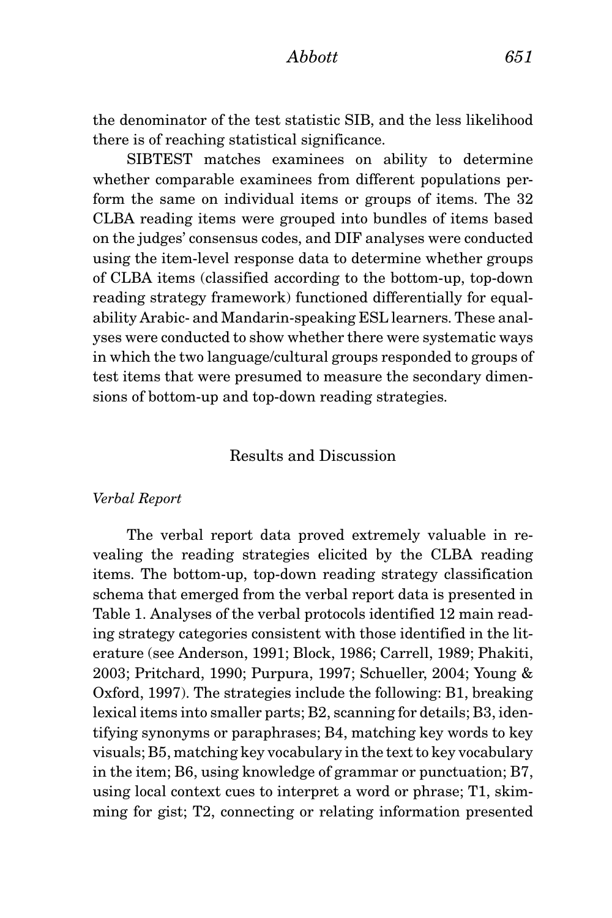the denominator of the test statistic SIB, and the less likelihood there is of reaching statistical significance.

SIBTEST matches examinees on ability to determine whether comparable examinees from different populations perform the same on individual items or groups of items. The 32 CLBA reading items were grouped into bundles of items based on the judges' consensus codes, and DIF analyses were conducted using the item-level response data to determine whether groups of CLBA items (classified according to the bottom-up, top-down reading strategy framework) functioned differentially for equal-ability Arabic- and Mandarin-speaking ESL learners. These analyses were conducted to show whether there were systematic ways in which the two language/cultural groups responded to groups of test items that were presumed to measure the secondary dimensions of bottom-up and top-down reading strategies.

## Results and Discussion

### *Verbal Report*

The verbal report data proved extremely valuable in revealing the reading strategies elicited by the CLBA reading items. The bottom-up, top-down reading strategy classification schema that emerged from the verbal report data is presented in Table 1. Analyses of the verbal protocols identified 12 main reading strategy categories consistent with those identified in the literature (see Anderson, 1991; Block, 1986; Carrell, 1989; Phakiti, 2003; Pritchard, 1990; Purpura, 1997; Schueller, 2004; Young & Oxford, 1997). The strategies include the following: B1, breaking lexical items into smaller parts; B2, scanning for details; B3, identifying synonyms or paraphrases; B4, matching key words to key visuals; B5, matching key vocabulary in the text to key vocabulary in the item; B6, using knowledge of grammar or punctuation; B7, using local context cues to interpret a word or phrase; T1, skimming for gist; T2, connecting or relating information presented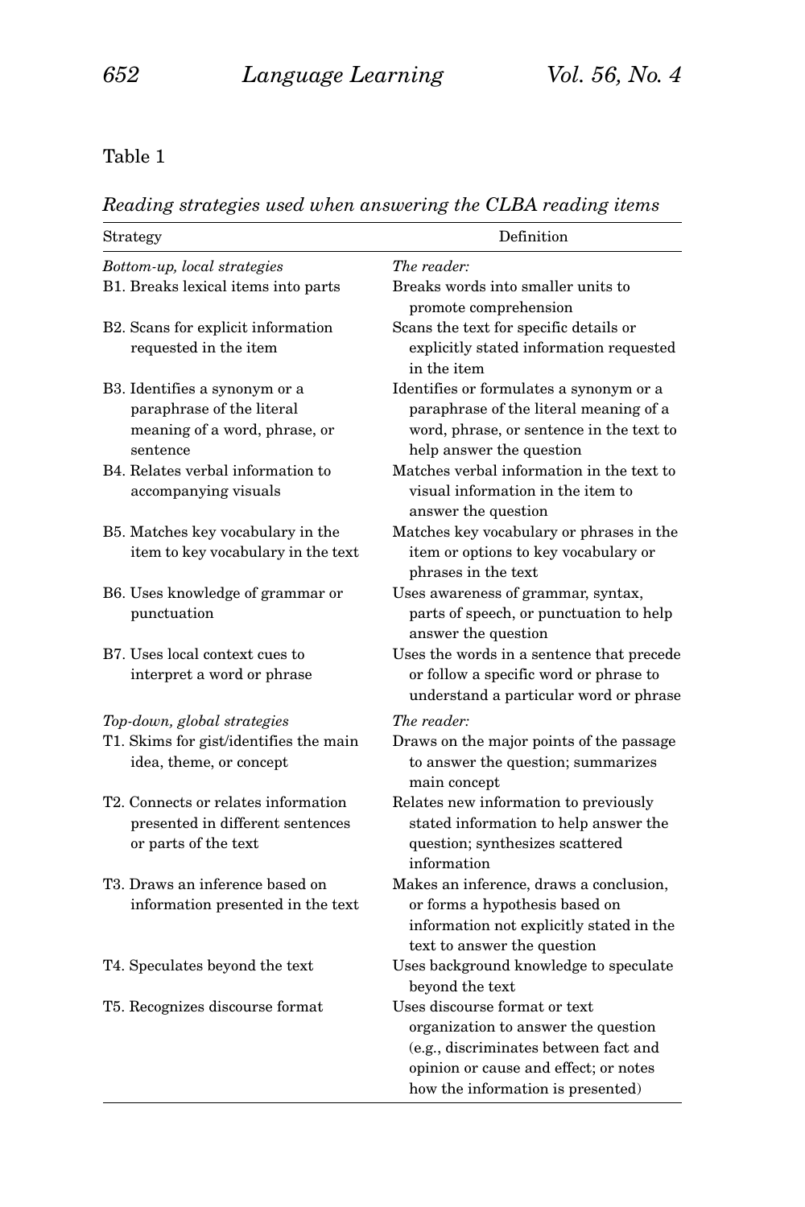Table 1

*Reading strategies used when answering the CLBA reading items*

| Strategy | Definition |
|---|---|
| *Bottom-up, local strategies* | *The reader:* |
| B1. Breaks lexical items into parts | Breaks words into smaller units to promote comprehension |
| B2. Scans for explicit information requested in the item | Scans the text for specific details or explicitly stated information requested in the item |
| B3. Identifies a synonym or a paraphrase of the literal meaning of a word, phrase, or sentence | Identifies or formulates a synonym or a paraphrase of the literal meaning of a word, phrase, or sentence in the text to help answer the question |
| B4. Relates verbal information to accompanying visuals | Matches verbal information in the text to visual information in the item to answer the question |
| B5. Matches key vocabulary in the item to key vocabulary in the text | Matches key vocabulary or phrases in the item or options to key vocabulary or phrases in the text |
| B6. Uses knowledge of grammar or punctuation | Uses awareness of grammar, syntax, parts of speech, or punctuation to help answer the question |
| B7. Uses local context cues to interpret a word or phrase | Uses the words in a sentence that precede or follow a specific word or phrase to understand a particular word or phrase |
| *Top-down, global strategies* | *The reader:* |
| T1. Skims for gist/identifies the main idea, theme, or concept | Draws on the major points of the passage to answer the question; summarizes main concept |
| T2. Connects or relates information presented in different sentences or parts of the text | Relates new information to previously stated information to help answer the question; synthesizes scattered information |
| T3. Draws an inference based on information presented in the text | Makes an inference, draws a conclusion, or forms a hypothesis based on information not explicitly stated in the text to answer the question |
| T4. Speculates beyond the text | Uses background knowledge to speculate beyond the text |
| T5. Recognizes discourse format | Uses discourse format or text organization to answer the question (e.g., discriminates between fact and opinion or cause and effect; or notes how the information is presented) |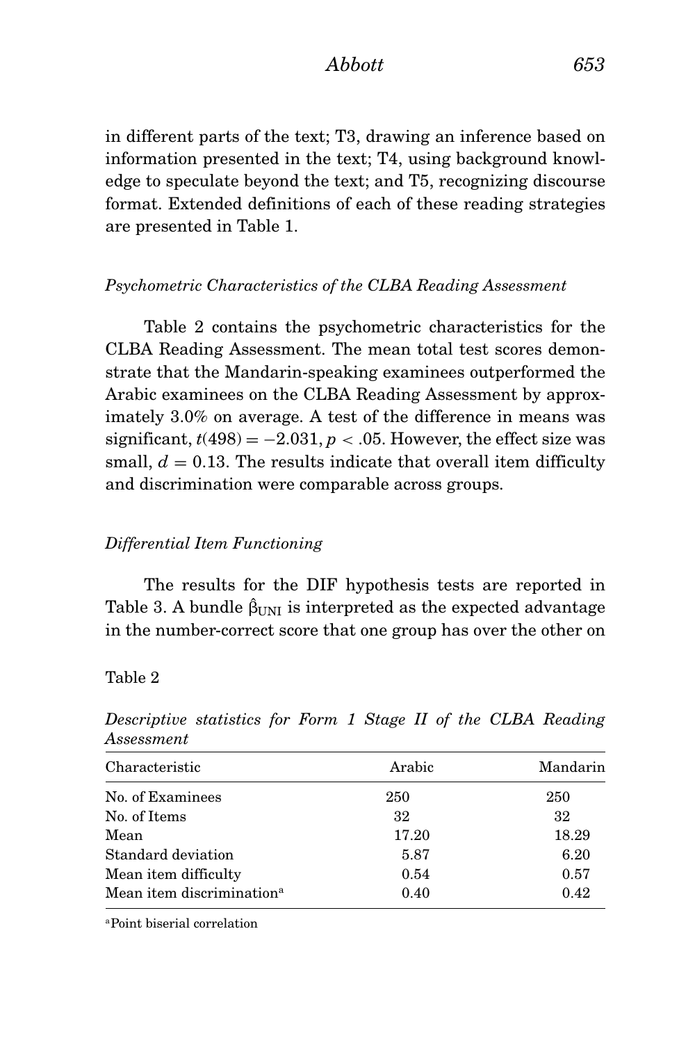in different parts of the text; T3, drawing an inference based on information presented in the text; T4, using background knowledge to speculate beyond the text; and T5, recognizing discourse format. Extended definitions of each of these reading strategies are presented in Table 1.

### *Psychometric Characteristics of the CLBA Reading Assessment*

Table 2 contains the psychometric characteristics for the CLBA Reading Assessment. The mean total test scores demonstrate that the Mandarin-speaking examinees outperformed the Arabic examinees on the CLBA Reading Assessment by approximately 3.0% on average. A test of the difference in means was significant, $t(498) = -2.031, p < .05$. However, the effect size was small, $d = 0.13$. The results indicate that overall item difficulty and discrimination were comparable across groups.

### *Differential Item Functioning*

The results for the DIF hypothesis tests are reported in Table 3. A bundle $\hat{\beta}_{UNI}$ is interpreted as the expected advantage in the number-correct score that one group has over the other on

Table 2

*Descriptive statistics for Form 1 Stage II of the CLBA Reading Assessment*

| Characteristic | Arabic | Mandarin |
|---|---|---|
| No. of Examinees | 250 | 250 |
| No. of Items | 32 | 32 |
| Mean | 17.20 | 18.29 |
| Standard deviation | 5.87 | 6.20 |
| Mean item difficulty | 0.54 | 0.57 |
| Mean item discrimination[a] | 0.40 | 0.42 |

[a]Point biserial correlation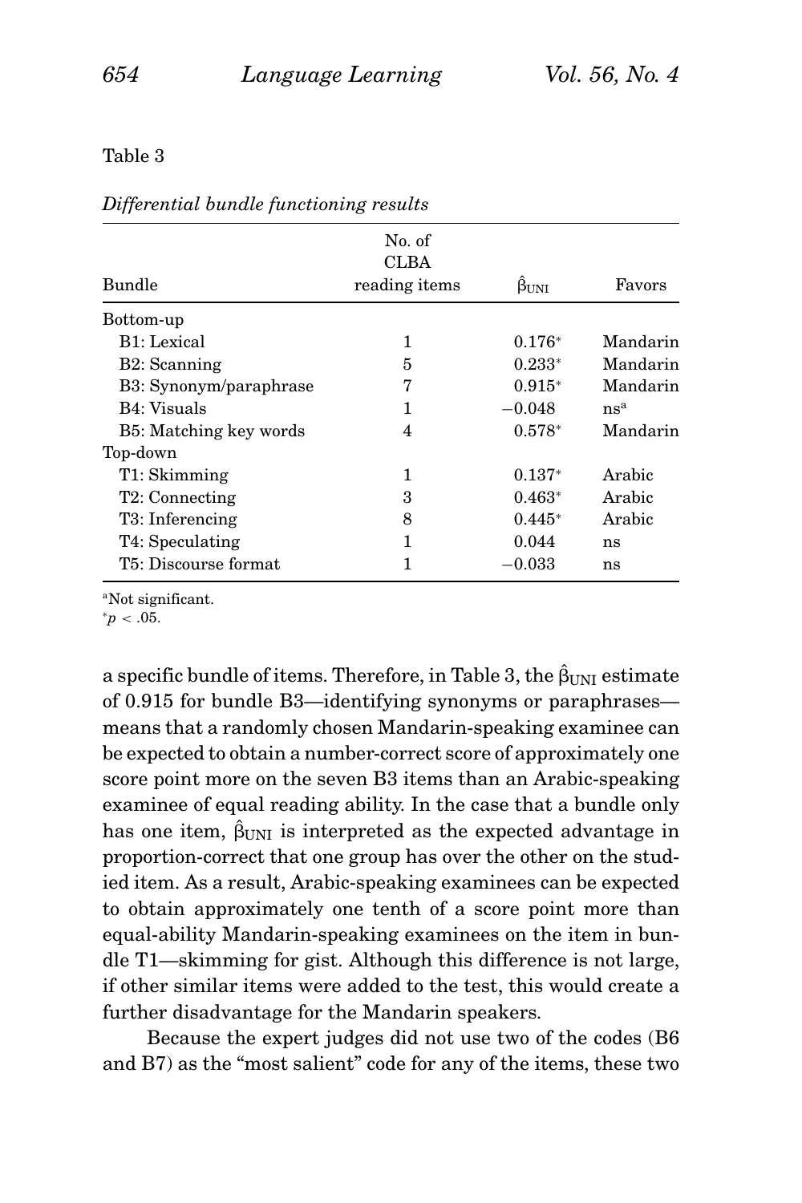Table 3

*Differential bundle functioning results*

| Bundle | No. of CLBA reading items | $\hat{\beta}_{UNI}$ | Favors |
|---|---|---|---|
| Bottom-up | | | |
| B1: Lexical | 1 | $0.176^*$ | Mandarin |
| B2: Scanning | 5 | $0.233^*$ | Mandarin |
| B3: Synonym/paraphrase | 7 | $0.915^*$ | Mandarin |
| B4: Visuals | 1 | −0.048 | ns[a] |
| B5: Matching key words | 4 | $0.578^*$ | Mandarin |
| Top-down | | | |
| T1: Skimming | 1 | $0.137^*$ | Arabic |
| T2: Connecting | 3 | $0.463^*$ | Arabic |
| T3: Inferencing | 8 | $0.445^*$ | Arabic |
| T4: Speculating | 1 | 0.044 | ns |
| T5: Discourse format | 1 | −0.033 | ns |

[a]Not significant.

$^*p < .05$.

a specific bundle of items. Therefore, in Table 3, the $\hat{\beta}_{UNI}$ estimate of 0.915 for bundle B3—identifying synonyms or paraphrases—means that a randomly chosen Mandarin-speaking examinee can be expected to obtain a number-correct score of approximately one score point more on the seven B3 items than an Arabic-speaking examinee of equal reading ability. In the case that a bundle only has one item, $\hat{\beta}_{UNI}$ is interpreted as the expected advantage in proportion-correct that one group has over the other on the studied item. As a result, Arabic-speaking examinees can be expected to obtain approximately one tenth of a score point more than equal-ability Mandarin-speaking examinees on the item in bundle T1—skimming for gist. Although this difference is not large, if other similar items were added to the test, this would create a further disadvantage for the Mandarin speakers.

Because the expert judges did not use two of the codes (B6 and B7) as the "most salient" code for any of the items, these two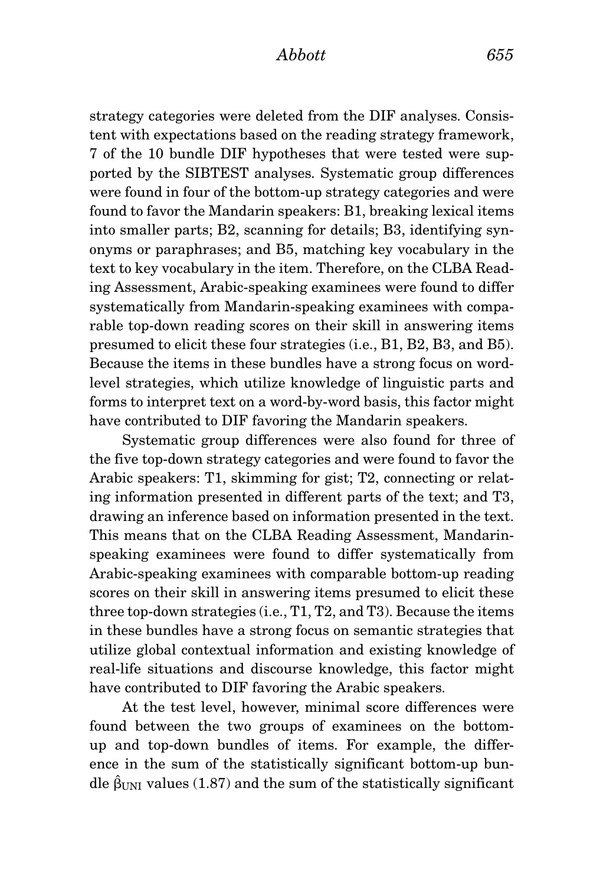strategy categories were deleted from the DIF analyses. Consistent with expectations based on the reading strategy framework, 7 of the 10 bundle DIF hypotheses that were tested were supported by the SIBTEST analyses. Systematic group differences were found in four of the bottom-up strategy categories and were found to favor the Mandarin speakers: B1, breaking lexical items into smaller parts; B2, scanning for details; B3, identifying synonyms or paraphrases; and B5, matching key vocabulary in the text to key vocabulary in the item. Therefore, on the CLBA Reading Assessment, Arabic-speaking examinees were found to differ systematically from Mandarin-speaking examinees with comparable top-down reading scores on their skill in answering items presumed to elicit these four strategies (i.e., B1, B2, B3, and B5). Because the items in these bundles have a strong focus on word-level strategies, which utilize knowledge of linguistic parts and forms to interpret text on a word-by-word basis, this factor might have contributed to DIF favoring the Mandarin speakers.

Systematic group differences were also found for three of the five top-down strategy categories and were found to favor the Arabic speakers: T1, skimming for gist; T2, connecting or relating information presented in different parts of the text; and T3, drawing an inference based on information presented in the text. This means that on the CLBA Reading Assessment, Mandarin-speaking examinees were found to differ systematically from Arabic-speaking examinees with comparable bottom-up reading scores on their skill in answering items presumed to elicit these three top-down strategies (i.e., T1, T2, and T3). Because the items in these bundles have a strong focus on semantic strategies that utilize global contextual information and existing knowledge of real-life situations and discourse knowledge, this factor might have contributed to DIF favoring the Arabic speakers.

At the test level, however, minimal score differences were found between the two groups of examinees on the bottom-up and top-down bundles of items. For example, the difference in the sum of the statistically significant bottom-up bundle $\hat{\beta}_{UNI}$ values (1.87) and the sum of the statistically significant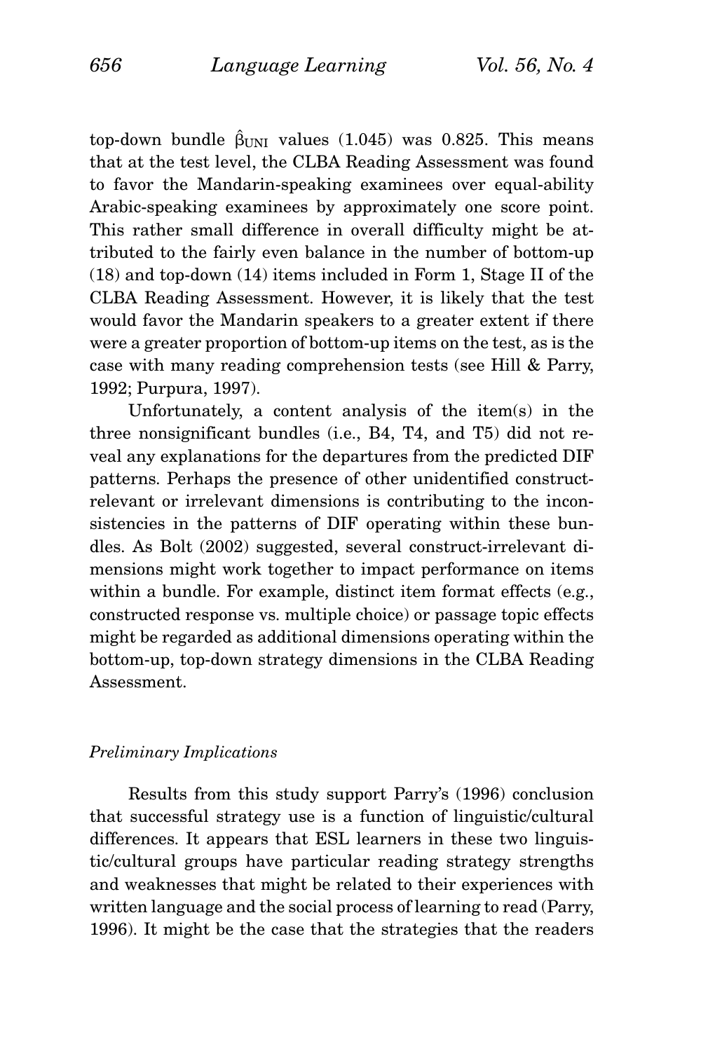top-down bundle $\hat{\beta}_{UNI}$ values (1.045) was 0.825. This means that at the test level, the CLBA Reading Assessment was found to favor the Mandarin-speaking examinees over equal-ability Arabic-speaking examinees by approximately one score point. This rather small difference in overall difficulty might be attributed to the fairly even balance in the number of bottom-up (18) and top-down (14) items included in Form 1, Stage II of the CLBA Reading Assessment. However, it is likely that the test would favor the Mandarin speakers to a greater extent if there were a greater proportion of bottom-up items on the test, as is the case with many reading comprehension tests (see Hill & Parry, 1992; Purpura, 1997).

Unfortunately, a content analysis of the item(s) in the three nonsignificant bundles (i.e., B4, T4, and T5) did not reveal any explanations for the departures from the predicted DIF patterns. Perhaps the presence of other unidentified construct-relevant or irrelevant dimensions is contributing to the inconsistencies in the patterns of DIF operating within these bundles. As Bolt (2002) suggested, several construct-irrelevant dimensions might work together to impact performance on items within a bundle. For example, distinct item format effects (e.g., constructed response vs. multiple choice) or passage topic effects might be regarded as additional dimensions operating within the bottom-up, top-down strategy dimensions in the CLBA Reading Assessment.

### *Preliminary Implications*

Results from this study support Parry's (1996) conclusion that successful strategy use is a function of linguistic/cultural differences. It appears that ESL learners in these two linguistic/cultural groups have particular reading strategy strengths and weaknesses that might be related to their experiences with written language and the social process of learning to read (Parry, 1996). It might be the case that the strategies that the readers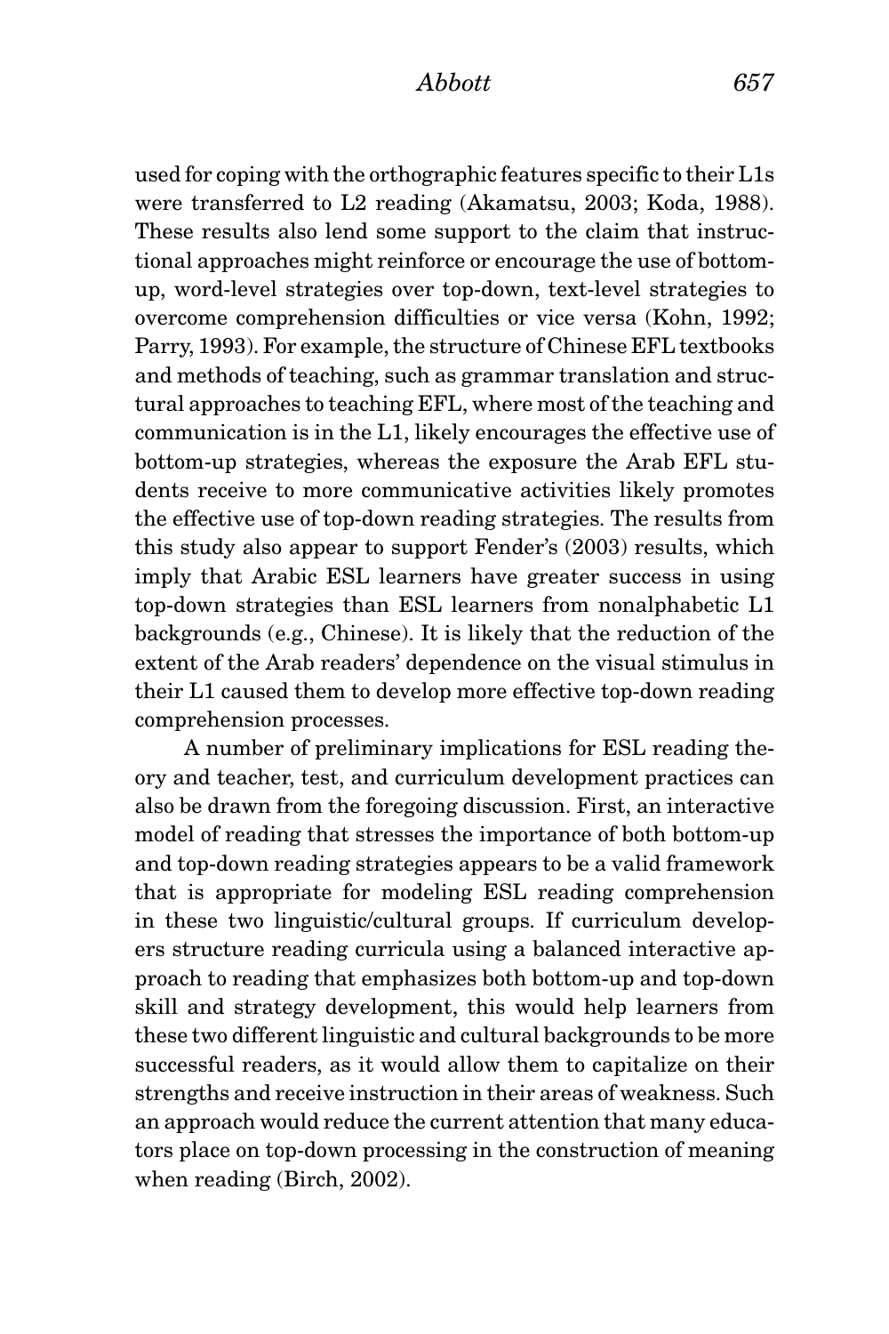used for coping with the orthographic features specific to their L1s were transferred to L2 reading (Akamatsu, 2003; Koda, 1988). These results also lend some support to the claim that instructional approaches might reinforce or encourage the use of bottom-up, word-level strategies over top-down, text-level strategies to overcome comprehension difficulties or vice versa (Kohn, 1992; Parry, 1993). For example, the structure of Chinese EFL textbooks and methods of teaching, such as grammar translation and structural approaches to teaching EFL, where most of the teaching and communication is in the L1, likely encourages the effective use of bottom-up strategies, whereas the exposure the Arab EFL students receive to more communicative activities likely promotes the effective use of top-down reading strategies. The results from this study also appear to support Fender's (2003) results, which imply that Arabic ESL learners have greater success in using top-down strategies than ESL learners from nonalphabetic L1 backgrounds (e.g., Chinese). It is likely that the reduction of the extent of the Arab readers' dependence on the visual stimulus in their L1 caused them to develop more effective top-down reading comprehension processes.

A number of preliminary implications for ESL reading theory and teacher, test, and curriculum development practices can also be drawn from the foregoing discussion. First, an interactive model of reading that stresses the importance of both bottom-up and top-down reading strategies appears to be a valid framework that is appropriate for modeling ESL reading comprehension in these two linguistic/cultural groups. If curriculum developers structure reading curricula using a balanced interactive approach to reading that emphasizes both bottom-up and top-down skill and strategy development, this would help learners from these two different linguistic and cultural backgrounds to be more successful readers, as it would allow them to capitalize on their strengths and receive instruction in their areas of weakness. Such an approach would reduce the current attention that many educators place on top-down processing in the construction of meaning when reading (Birch, 2002).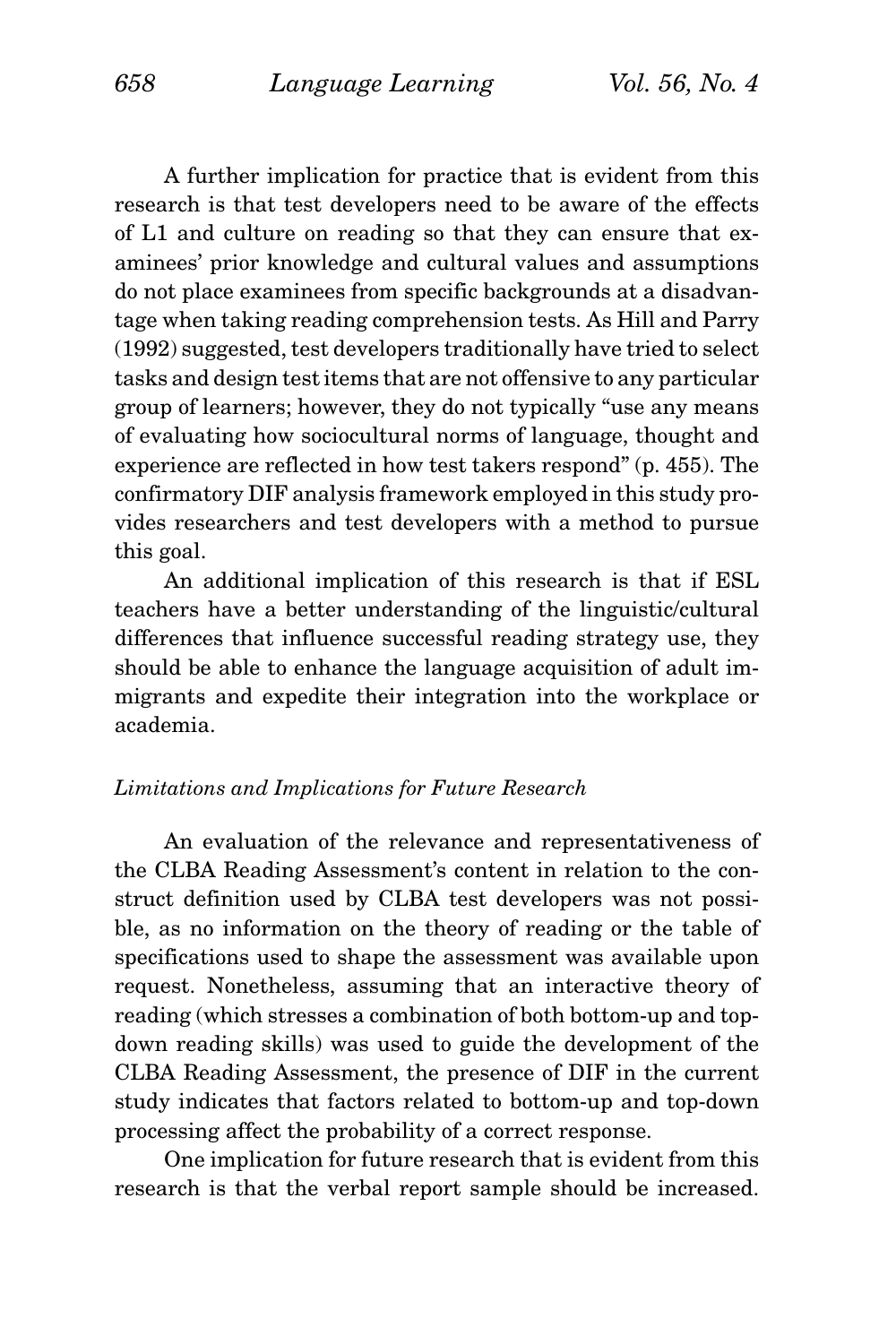A further implication for practice that is evident from this research is that test developers need to be aware of the effects of L1 and culture on reading so that they can ensure that examinees' prior knowledge and cultural values and assumptions do not place examinees from specific backgrounds at a disadvantage when taking reading comprehension tests. As Hill and Parry (1992) suggested, test developers traditionally have tried to select tasks and design test items that are not offensive to any particular group of learners; however, they do not typically "use any means of evaluating how sociocultural norms of language, thought and experience are reflected in how test takers respond" (p. 455). The confirmatory DIF analysis framework employed in this study provides researchers and test developers with a method to pursue this goal.

An additional implication of this research is that if ESL teachers have a better understanding of the linguistic/cultural differences that influence successful reading strategy use, they should be able to enhance the language acquisition of adult immigrants and expedite their integration into the workplace or academia.

### *Limitations and Implications for Future Research*

An evaluation of the relevance and representativeness of the CLBA Reading Assessment's content in relation to the construct definition used by CLBA test developers was not possible, as no information on the theory of reading or the table of specifications used to shape the assessment was available upon request. Nonetheless, assuming that an interactive theory of reading (which stresses a combination of both bottom-up and top-down reading skills) was used to guide the development of the CLBA Reading Assessment, the presence of DIF in the current study indicates that factors related to bottom-up and top-down processing affect the probability of a correct response.

One implication for future research that is evident from this research is that the verbal report sample should be increased.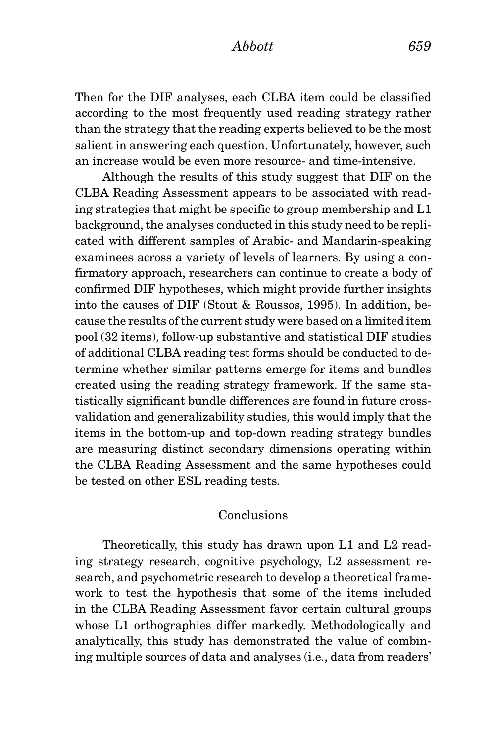Then for the DIF analyses, each CLBA item could be classified according to the most frequently used reading strategy rather than the strategy that the reading experts believed to be the most salient in answering each question. Unfortunately, however, such an increase would be even more resource- and time-intensive.

Although the results of this study suggest that DIF on the CLBA Reading Assessment appears to be associated with reading strategies that might be specific to group membership and L1 background, the analyses conducted in this study need to be replicated with different samples of Arabic- and Mandarin-speaking examinees across a variety of levels of learners. By using a confirmatory approach, researchers can continue to create a body of confirmed DIF hypotheses, which might provide further insights into the causes of DIF (Stout & Roussos, 1995). In addition, because the results of the current study were based on a limited item pool (32 items), follow-up substantive and statistical DIF studies of additional CLBA reading test forms should be conducted to determine whether similar patterns emerge for items and bundles created using the reading strategy framework. If the same statistically significant bundle differences are found in future cross-validation and generalizability studies, this would imply that the items in the bottom-up and top-down reading strategy bundles are measuring distinct secondary dimensions operating within the CLBA Reading Assessment and the same hypotheses could be tested on other ESL reading tests.

## Conclusions

Theoretically, this study has drawn upon L1 and L2 reading strategy research, cognitive psychology, L2 assessment research, and psychometric research to develop a theoretical framework to test the hypothesis that some of the items included in the CLBA Reading Assessment favor certain cultural groups whose L1 orthographies differ markedly. Methodologically and analytically, this study has demonstrated the value of combining multiple sources of data and analyses (i.e., data from readers'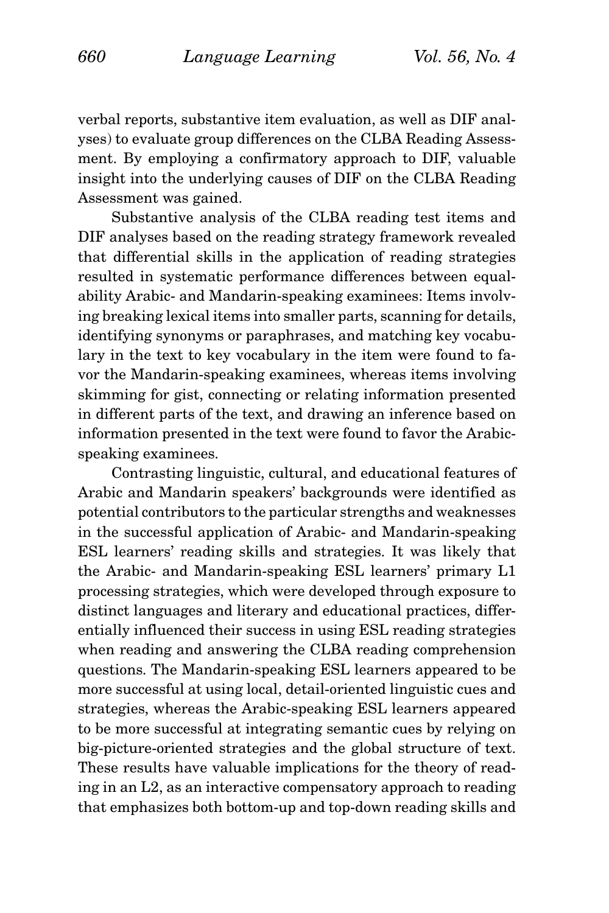verbal reports, substantive item evaluation, as well as DIF analyses) to evaluate group differences on the CLBA Reading Assessment. By employing a confirmatory approach to DIF, valuable insight into the underlying causes of DIF on the CLBA Reading Assessment was gained.

Substantive analysis of the CLBA reading test items and DIF analyses based on the reading strategy framework revealed that differential skills in the application of reading strategies resulted in systematic performance differences between equal-ability Arabic- and Mandarin-speaking examinees: Items involving breaking lexical items into smaller parts, scanning for details, identifying synonyms or paraphrases, and matching key vocabulary in the text to key vocabulary in the item were found to favor the Mandarin-speaking examinees, whereas items involving skimming for gist, connecting or relating information presented in different parts of the text, and drawing an inference based on information presented in the text were found to favor the Arabic-speaking examinees.

Contrasting linguistic, cultural, and educational features of Arabic and Mandarin speakers' backgrounds were identified as potential contributors to the particular strengths and weaknesses in the successful application of Arabic- and Mandarin-speaking ESL learners' reading skills and strategies. It was likely that the Arabic- and Mandarin-speaking ESL learners' primary L1 processing strategies, which were developed through exposure to distinct languages and literary and educational practices, differentially influenced their success in using ESL reading strategies when reading and answering the CLBA reading comprehension questions. The Mandarin-speaking ESL learners appeared to be more successful at using local, detail-oriented linguistic cues and strategies, whereas the Arabic-speaking ESL learners appeared to be more successful at integrating semantic cues by relying on big-picture-oriented strategies and the global structure of text. These results have valuable implications for the theory of reading in an L2, as an interactive compensatory approach to reading that emphasizes both bottom-up and top-down reading skills and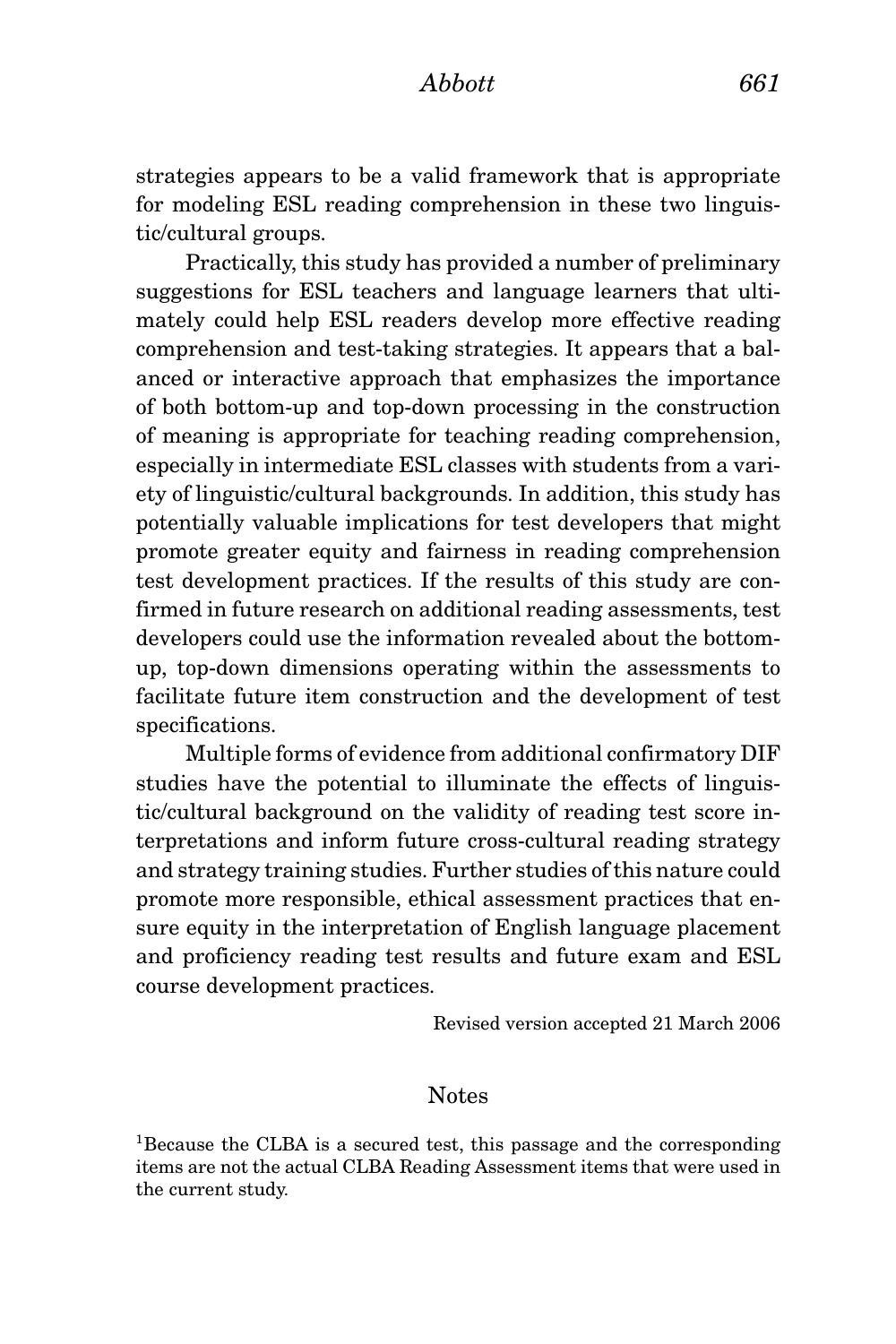strategies appears to be a valid framework that is appropriate for modeling ESL reading comprehension in these two linguistic/cultural groups.

Practically, this study has provided a number of preliminary suggestions for ESL teachers and language learners that ultimately could help ESL readers develop more effective reading comprehension and test-taking strategies. It appears that a balanced or interactive approach that emphasizes the importance of both bottom-up and top-down processing in the construction of meaning is appropriate for teaching reading comprehension, especially in intermediate ESL classes with students from a variety of linguistic/cultural backgrounds. In addition, this study has potentially valuable implications for test developers that might promote greater equity and fairness in reading comprehension test development practices. If the results of this study are confirmed in future research on additional reading assessments, test developers could use the information revealed about the bottom-up, top-down dimensions operating within the assessments to facilitate future item construction and the development of test specifications.

Multiple forms of evidence from additional confirmatory DIF studies have the potential to illuminate the effects of linguistic/cultural background on the validity of reading test score interpretations and inform future cross-cultural reading strategy and strategy training studies. Further studies of this nature could promote more responsible, ethical assessment practices that ensure equity in the interpretation of English language placement and proficiency reading test results and future exam and ESL course development practices.

Revised version accepted 21 March 2006

## Notes

[1]Because the CLBA is a secured test, this passage and the corresponding items are not the actual CLBA Reading Assessment items that were used in the current study.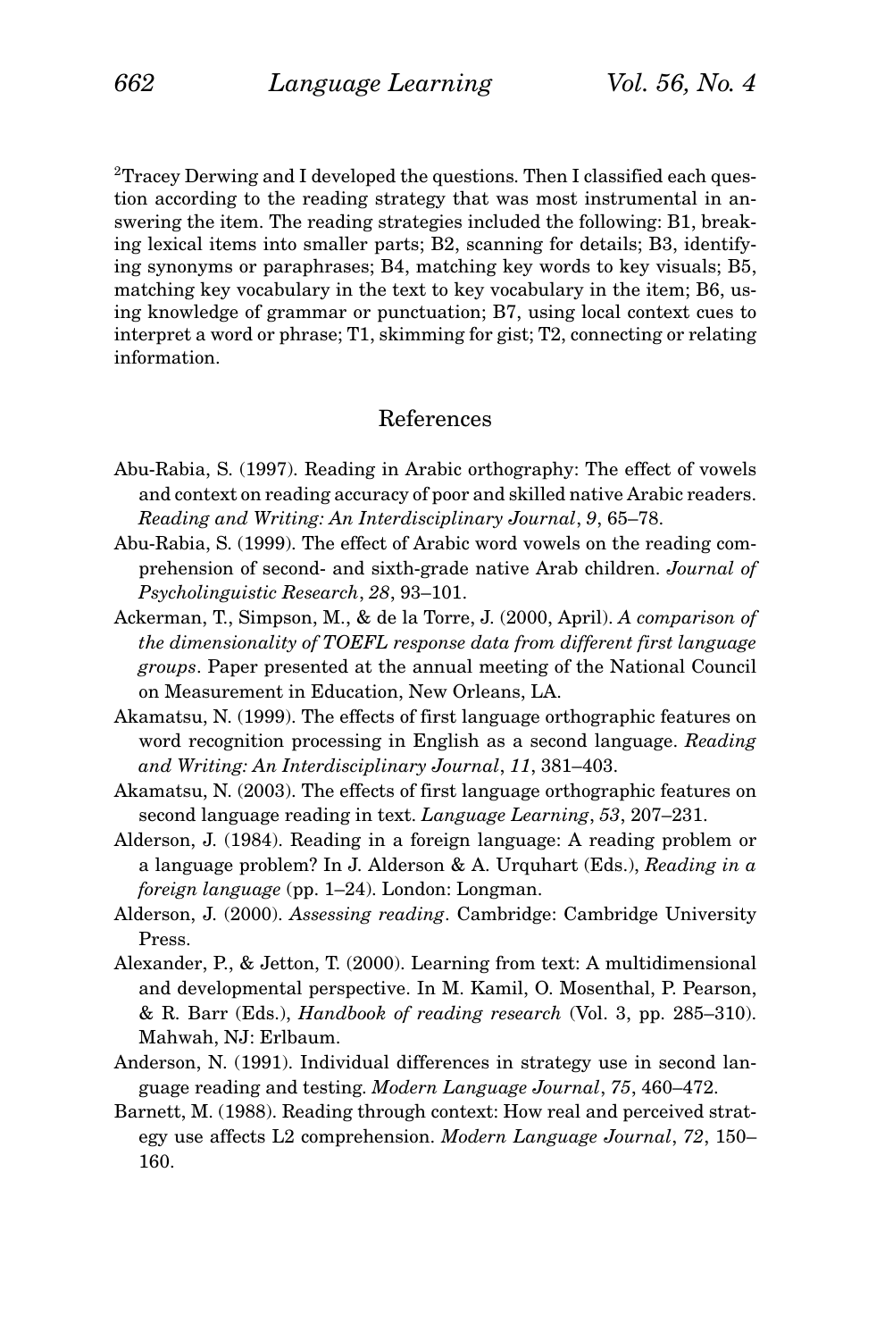[2]Tracey Derwing and I developed the questions. Then I classified each question according to the reading strategy that was most instrumental in answering the item. The reading strategies included the following: B1, breaking lexical items into smaller parts; B2, scanning for details; B3, identifying synonyms or paraphrases; B4, matching key words to key visuals; B5, matching key vocabulary in the text to key vocabulary in the item; B6, using knowledge of grammar or punctuation; B7, using local context cues to interpret a word or phrase; T1, skimming for gist; T2, connecting or relating information.

## References

Abu-Rabia, S. (1997). Reading in Arabic orthography: The effect of vowels and context on reading accuracy of poor and skilled native Arabic readers. *Reading and Writing: An Interdisciplinary Journal*, *9*, 65–78.

Abu-Rabia, S. (1999). The effect of Arabic word vowels on the reading comprehension of second- and sixth-grade native Arab children. *Journal of Psycholinguistic Research*, *28*, 93–101.

Ackerman, T., Simpson, M., & de la Torre, J. (2000, April). *A comparison of the dimensionality of TOEFL response data from different first language groups*. Paper presented at the annual meeting of the National Council on Measurement in Education, New Orleans, LA.

Akamatsu, N. (1999). The effects of first language orthographic features on word recognition processing in English as a second language. *Reading and Writing: An Interdisciplinary Journal*, *11*, 381–403.

Akamatsu, N. (2003). The effects of first language orthographic features on second language reading in text. *Language Learning*, *53*, 207–231.

Alderson, J. (1984). Reading in a foreign language: A reading problem or a language problem? In J. Alderson & A. Urquhart (Eds.), *Reading in a foreign language* (pp. 1–24). London: Longman.

Alderson, J. (2000). *Assessing reading*. Cambridge: Cambridge University Press.

Alexander, P., & Jetton, T. (2000). Learning from text: A multidimensional and developmental perspective. In M. Kamil, O. Mosenthal, P. Pearson, & R. Barr (Eds.), *Handbook of reading research* (Vol. 3, pp. 285–310). Mahwah, NJ: Erlbaum.

Anderson, N. (1991). Individual differences in strategy use in second language reading and testing. *Modern Language Journal*, *75*, 460–472.

Barnett, M. (1988). Reading through context: How real and perceived strategy use affects L2 comprehension. *Modern Language Journal*, *72*, 150–160.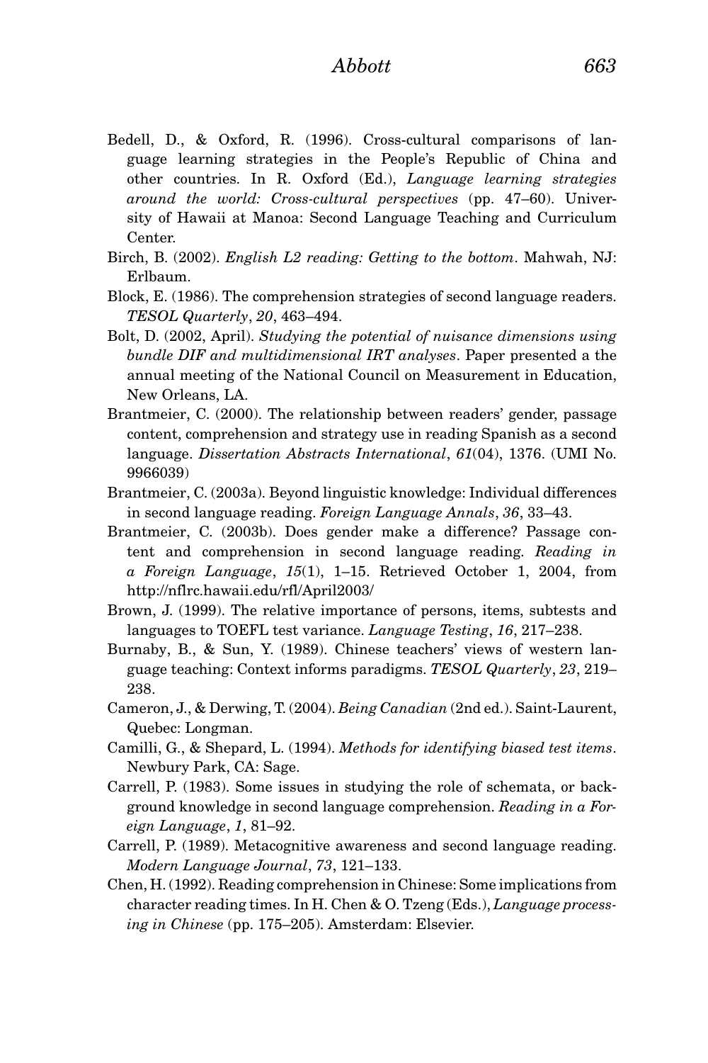Bedell, D., & Oxford, R. (1996). Cross-cultural comparisons of language learning strategies in the People's Republic of China and other countries. In R. Oxford (Ed.), *Language learning strategies around the world: Cross-cultural perspectives* (pp. 47–60). University of Hawaii at Manoa: Second Language Teaching and Curriculum Center.

Birch, B. (2002). *English L2 reading: Getting to the bottom*. Mahwah, NJ: Erlbaum.

Block, E. (1986). The comprehension strategies of second language readers. *TESOL Quarterly*, *20*, 463–494.

Bolt, D. (2002, April). *Studying the potential of nuisance dimensions using bundle DIF and multidimensional IRT analyses*. Paper presented a the annual meeting of the National Council on Measurement in Education, New Orleans, LA.

Brantmeier, C. (2000). The relationship between readers' gender, passage content, comprehension and strategy use in reading Spanish as a second language. *Dissertation Abstracts International*, *61*(04), 1376. (UMI No. 9966039)

Brantmeier, C. (2003a). Beyond linguistic knowledge: Individual differences in second language reading. *Foreign Language Annals*, *36*, 33–43.

Brantmeier, C. (2003b). Does gender make a difference? Passage content and comprehension in second language reading. *Reading in a Foreign Language*, *15*(1), 1–15. Retrieved October 1, 2004, from http://nflrc.hawaii.edu/rfl/April2003/

Brown, J. (1999). The relative importance of persons, items, subtests and languages to TOEFL test variance. *Language Testing*, *16*, 217–238.

Burnaby, B., & Sun, Y. (1989). Chinese teachers' views of western language teaching: Context informs paradigms. *TESOL Quarterly*, *23*, 219–238.

Cameron, J., & Derwing, T. (2004). *Being Canadian* (2nd ed.). Saint-Laurent, Quebec: Longman.

Camilli, G., & Shepard, L. (1994). *Methods for identifying biased test items*. Newbury Park, CA: Sage.

Carrell, P. (1983). Some issues in studying the role of schemata, or background knowledge in second language comprehension. *Reading in a Foreign Language*, *1*, 81–92.

Carrell, P. (1989). Metacognitive awareness and second language reading. *Modern Language Journal*, *73*, 121–133.

Chen, H. (1992). Reading comprehension in Chinese: Some implications from character reading times. In H. Chen & O. Tzeng (Eds.), *Language processing in Chinese* (pp. 175–205). Amsterdam: Elsevier.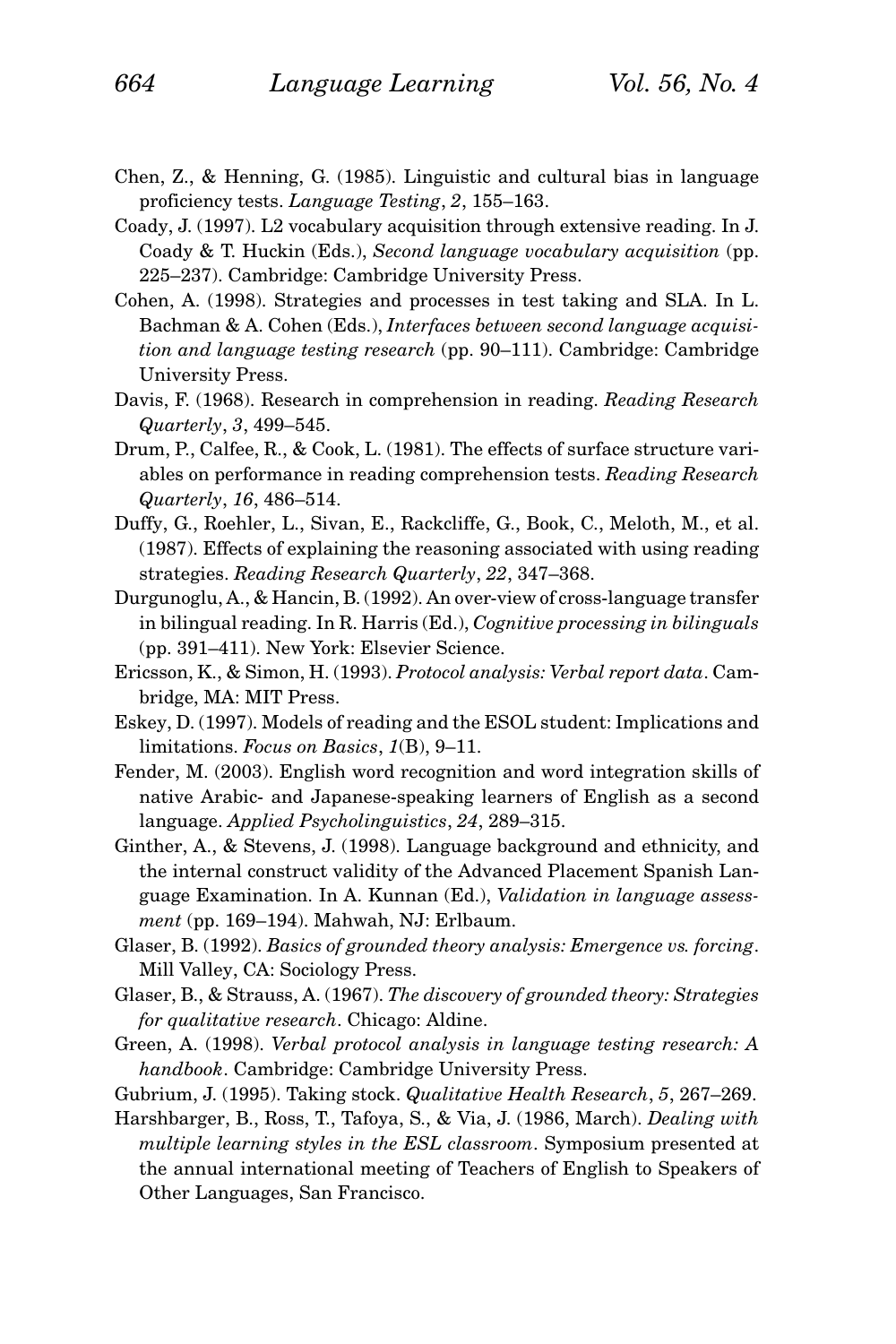Chen, Z., & Henning, G. (1985). Linguistic and cultural bias in language proficiency tests. *Language Testing*, *2*, 155–163.

Coady, J. (1997). L2 vocabulary acquisition through extensive reading. In J. Coady & T. Huckin (Eds.), *Second language vocabulary acquisition* (pp. 225–237). Cambridge: Cambridge University Press.

Cohen, A. (1998). Strategies and processes in test taking and SLA. In L. Bachman & A. Cohen (Eds.), *Interfaces between second language acquisition and language testing research* (pp. 90–111). Cambridge: Cambridge University Press.

Davis, F. (1968). Research in comprehension in reading. *Reading Research Quarterly*, *3*, 499–545.

Drum, P., Calfee, R., & Cook, L. (1981). The effects of surface structure variables on performance in reading comprehension tests. *Reading Research Quarterly*, *16*, 486–514.

Duffy, G., Roehler, L., Sivan, E., Rackcliffe, G., Book, C., Meloth, M., et al. (1987). Effects of explaining the reasoning associated with using reading strategies. *Reading Research Quarterly*, *22*, 347–368.

Durgunoglu, A., & Hancin, B. (1992). An over-view of cross-language transfer in bilingual reading. In R. Harris (Ed.), *Cognitive processing in bilinguals* (pp. 391–411). New York: Elsevier Science.

Ericsson, K., & Simon, H. (1993). *Protocol analysis: Verbal report data*. Cambridge, MA: MIT Press.

Eskey, D. (1997). Models of reading and the ESOL student: Implications and limitations. *Focus on Basics*, *1*(B), 9–11.

Fender, M. (2003). English word recognition and word integration skills of native Arabic- and Japanese-speaking learners of English as a second language. *Applied Psycholinguistics*, *24*, 289–315.

Ginther, A., & Stevens, J. (1998). Language background and ethnicity, and the internal construct validity of the Advanced Placement Spanish Language Examination. In A. Kunnan (Ed.), *Validation in language assessment* (pp. 169–194). Mahwah, NJ: Erlbaum.

Glaser, B. (1992). *Basics of grounded theory analysis: Emergence vs. forcing*. Mill Valley, CA: Sociology Press.

Glaser, B., & Strauss, A. (1967). *The discovery of grounded theory: Strategies for qualitative research*. Chicago: Aldine.

Green, A. (1998). *Verbal protocol analysis in language testing research: A handbook*. Cambridge: Cambridge University Press.

Gubrium, J. (1995). Taking stock. *Qualitative Health Research*, *5*, 267–269.

Harshbarger, B., Ross, T., Tafoya, S., & Via, J. (1986, March). *Dealing with multiple learning styles in the ESL classroom*. Symposium presented at the annual international meeting of Teachers of English to Speakers of Other Languages, San Francisco.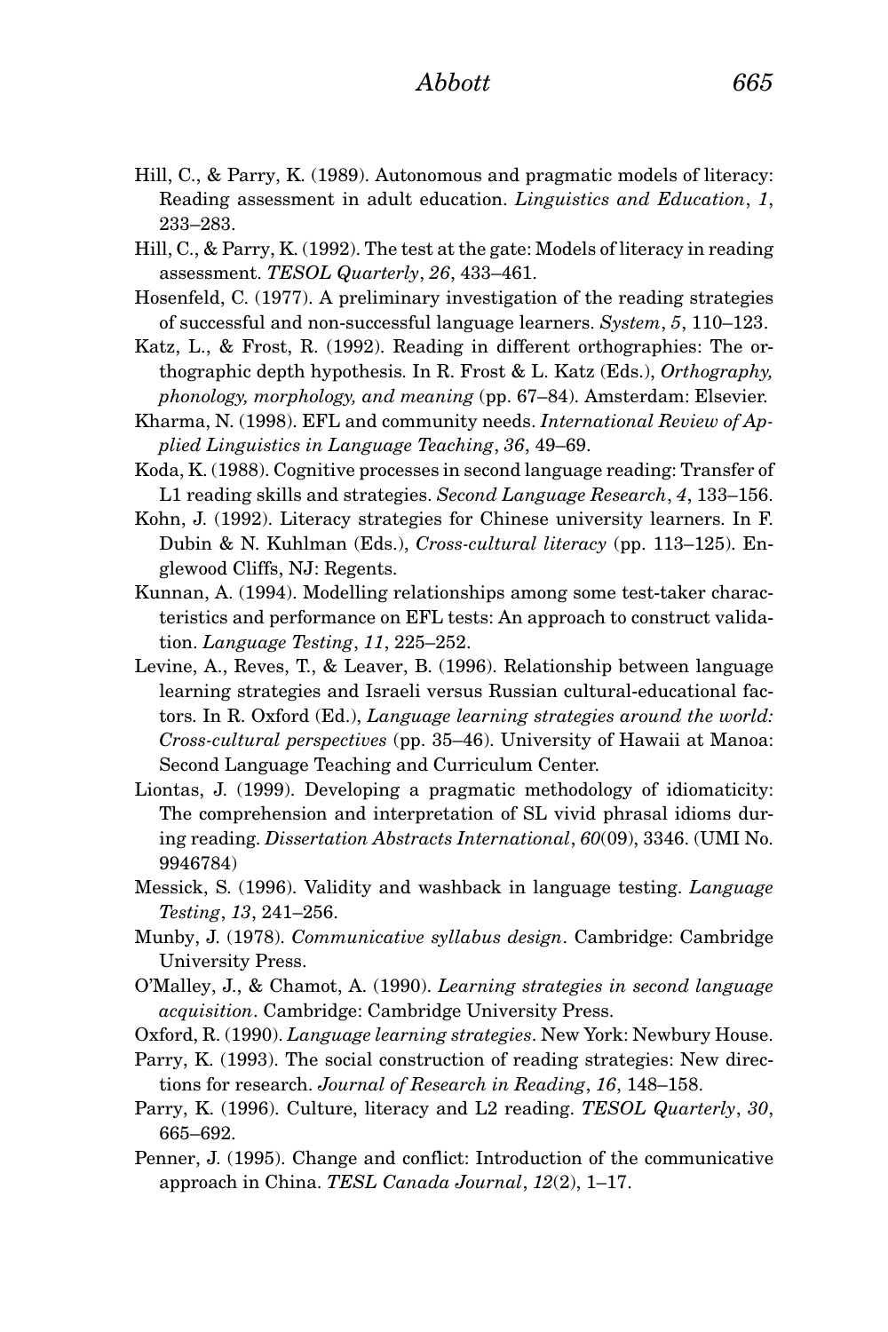Hill, C., & Parry, K. (1989). Autonomous and pragmatic models of literacy: Reading assessment in adult education. *Linguistics and Education*, *1*, 233–283.

Hill, C., & Parry, K. (1992). The test at the gate: Models of literacy in reading assessment. *TESOL Quarterly*, *26*, 433–461.

Hosenfeld, C. (1977). A preliminary investigation of the reading strategies of successful and non-successful language learners. *System*, *5*, 110–123.

Katz, L., & Frost, R. (1992). Reading in different orthographies: The orthographic depth hypothesis. In R. Frost & L. Katz (Eds.), *Orthography, phonology, morphology, and meaning* (pp. 67–84). Amsterdam: Elsevier.

Kharma, N. (1998). EFL and community needs. *International Review of Applied Linguistics in Language Teaching*, *36*, 49–69.

Koda, K. (1988). Cognitive processes in second language reading: Transfer of L1 reading skills and strategies. *Second Language Research*, *4*, 133–156.

Kohn, J. (1992). Literacy strategies for Chinese university learners. In F. Dubin & N. Kuhlman (Eds.), *Cross-cultural literacy* (pp. 113–125). Englewood Cliffs, NJ: Regents.

Kunnan, A. (1994). Modelling relationships among some test-taker characteristics and performance on EFL tests: An approach to construct validation. *Language Testing*, *11*, 225–252.

Levine, A., Reves, T., & Leaver, B. (1996). Relationship between language learning strategies and Israeli versus Russian cultural-educational factors. In R. Oxford (Ed.), *Language learning strategies around the world: Cross-cultural perspectives* (pp. 35–46). University of Hawaii at Manoa: Second Language Teaching and Curriculum Center.

Liontas, J. (1999). Developing a pragmatic methodology of idiomaticity: The comprehension and interpretation of SL vivid phrasal idioms during reading. *Dissertation Abstracts International*, *60*(09), 3346. (UMI No. 9946784)

Messick, S. (1996). Validity and washback in language testing. *Language Testing*, *13*, 241–256.

Munby, J. (1978). *Communicative syllabus design*. Cambridge: Cambridge University Press.

O'Malley, J., & Chamot, A. (1990). *Learning strategies in second language acquisition*. Cambridge: Cambridge University Press.

Oxford, R. (1990). *Language learning strategies*. New York: Newbury House.

Parry, K. (1993). The social construction of reading strategies: New directions for research. *Journal of Research in Reading*, *16*, 148–158.

Parry, K. (1996). Culture, literacy and L2 reading. *TESOL Quarterly*, *30*, 665–692.

Penner, J. (1995). Change and conflict: Introduction of the communicative approach in China. *TESL Canada Journal*, *12*(2), 1–17.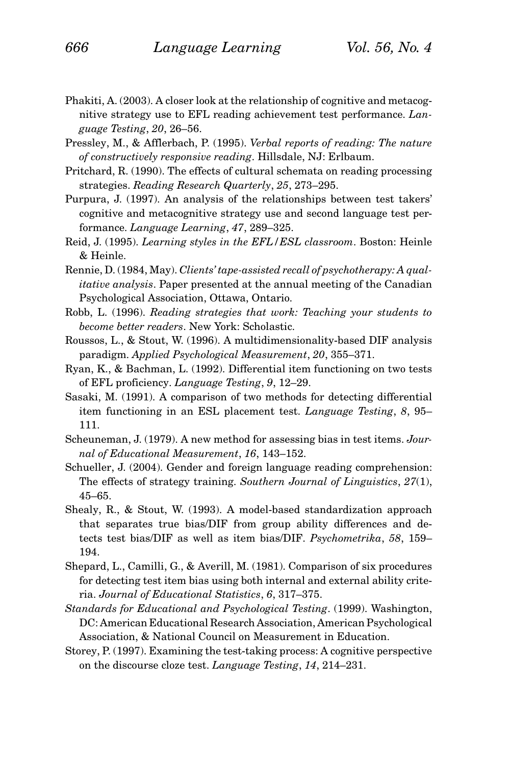Phakiti, A. (2003). A closer look at the relationship of cognitive and metacognitive strategy use to EFL reading achievement test performance. *Language Testing*, *20*, 26–56.

Pressley, M., & Afflerbach, P. (1995). *Verbal reports of reading: The nature of constructively responsive reading*. Hillsdale, NJ: Erlbaum.

Pritchard, R. (1990). The effects of cultural schemata on reading processing strategies. *Reading Research Quarterly*, *25*, 273–295.

Purpura, J. (1997). An analysis of the relationships between test takers' cognitive and metacognitive strategy use and second language test performance. *Language Learning*, *47*, 289–325.

Reid, J. (1995). *Learning styles in the EFL/ESL classroom*. Boston: Heinle & Heinle.

Rennie, D. (1984, May). *Clients' tape-assisted recall of psychotherapy: A qualitative analysis*. Paper presented at the annual meeting of the Canadian Psychological Association, Ottawa, Ontario.

Robb, L. (1996). *Reading strategies that work: Teaching your students to become better readers*. New York: Scholastic.

Roussos, L., & Stout, W. (1996). A multidimensionality-based DIF analysis paradigm. *Applied Psychological Measurement*, *20*, 355–371.

Ryan, K., & Bachman, L. (1992). Differential item functioning on two tests of EFL proficiency. *Language Testing*, *9*, 12–29.

Sasaki, M. (1991). A comparison of two methods for detecting differential item functioning in an ESL placement test. *Language Testing*, *8*, 95–111.

Scheuneman, J. (1979). A new method for assessing bias in test items. *Journal of Educational Measurement*, *16*, 143–152.

Schueller, J. (2004). Gender and foreign language reading comprehension: The effects of strategy training. *Southern Journal of Linguistics*, *27*(1), 45–65.

Shealy, R., & Stout, W. (1993). A model-based standardization approach that separates true bias/DIF from group ability differences and detects test bias/DIF as well as item bias/DIF. *Psychometrika*, *58*, 159–194.

Shepard, L., Camilli, G., & Averill, M. (1981). Comparison of six procedures for detecting test item bias using both internal and external ability criteria. *Journal of Educational Statistics*, *6*, 317–375.

*Standards for Educational and Psychological Testing*. (1999). Washington, DC: American Educational Research Association, American Psychological Association, & National Council on Measurement in Education.

Storey, P. (1997). Examining the test-taking process: A cognitive perspective on the discourse cloze test. *Language Testing*, *14*, 214–231.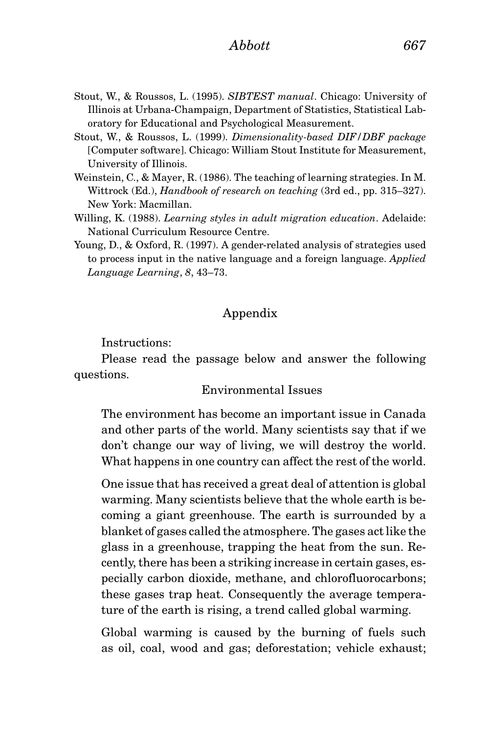Stout, W., & Roussos, L. (1995). *SIBTEST manual*. Chicago: University of Illinois at Urbana-Champaign, Department of Statistics, Statistical Laboratory for Educational and Psychological Measurement.

Stout, W., & Roussos, L. (1999). *Dimensionality-based DIF/DBF package* [Computer software]. Chicago: William Stout Institute for Measurement, University of Illinois.

Weinstein, C., & Mayer, R. (1986). The teaching of learning strategies. In M. Wittrock (Ed.), *Handbook of research on teaching* (3rd ed., pp. 315–327). New York: Macmillan.

Willing, K. (1988). *Learning styles in adult migration education*. Adelaide: National Curriculum Resource Centre.

Young, D., & Oxford, R. (1997). A gender-related analysis of strategies used to process input in the native language and a foreign language. *Applied Language Learning*, *8*, 43–73.

## Appendix

Instructions:

Please read the passage below and answer the following questions.

### Environmental Issues

> The environment has become an important issue in Canada and other parts of the world. Many scientists say that if we don't change our way of living, we will destroy the world. What happens in one country can affect the rest of the world.
>
> One issue that has received a great deal of attention is global warming. Many scientists believe that the whole earth is becoming a giant greenhouse. The earth is surrounded by a blanket of gases called the atmosphere. The gases act like the glass in a greenhouse, trapping the heat from the sun. Recently, there has been a striking increase in certain gases, especially carbon dioxide, methane, and chlorofluorocarbons; these gases trap heat. Consequently the average temperature of the earth is rising, a trend called global warming.
>
> Global warming is caused by the burning of fuels such as oil, coal, wood and gas; deforestation; vehicle exhaust;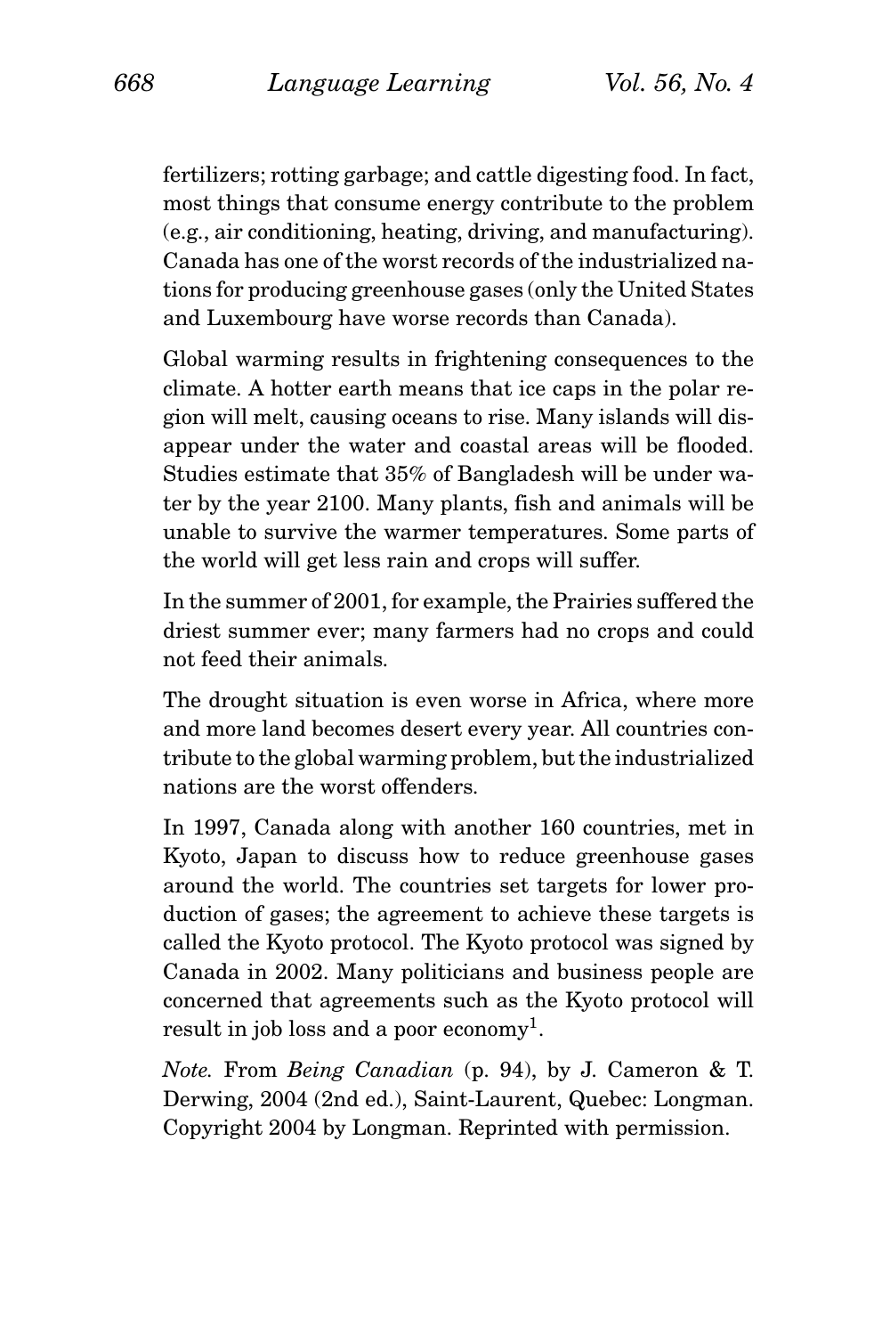fertilizers; rotting garbage; and cattle digesting food. In fact, most things that consume energy contribute to the problem (e.g., air conditioning, heating, driving, and manufacturing). Canada has one of the worst records of the industrialized nations for producing greenhouse gases (only the United States and Luxembourg have worse records than Canada).

Global warming results in frightening consequences to the climate. A hotter earth means that ice caps in the polar region will melt, causing oceans to rise. Many islands will disappear under the water and coastal areas will be flooded. Studies estimate that 35% of Bangladesh will be under water by the year 2100. Many plants, fish and animals will be unable to survive the warmer temperatures. Some parts of the world will get less rain and crops will suffer.

In the summer of 2001, for example, the Prairies suffered the driest summer ever; many farmers had no crops and could not feed their animals.

The drought situation is even worse in Africa, where more and more land becomes desert every year. All countries contribute to the global warming problem, but the industrialized nations are the worst offenders.

In 1997, Canada along with another 160 countries, met in Kyoto, Japan to discuss how to reduce greenhouse gases around the world. The countries set targets for lower production of gases; the agreement to achieve these targets is called the Kyoto protocol. The Kyoto protocol was signed by Canada in 2002. Many politicians and business people are concerned that agreements such as the Kyoto protocol will result in job loss and a poor economy[1].

*Note.* From *Being Canadian* (p. 94), by J. Cameron & T. Derwing, 2004 (2nd ed.), Saint-Laurent, Quebec: Longman. Copyright 2004 by Longman. Reprinted with permission.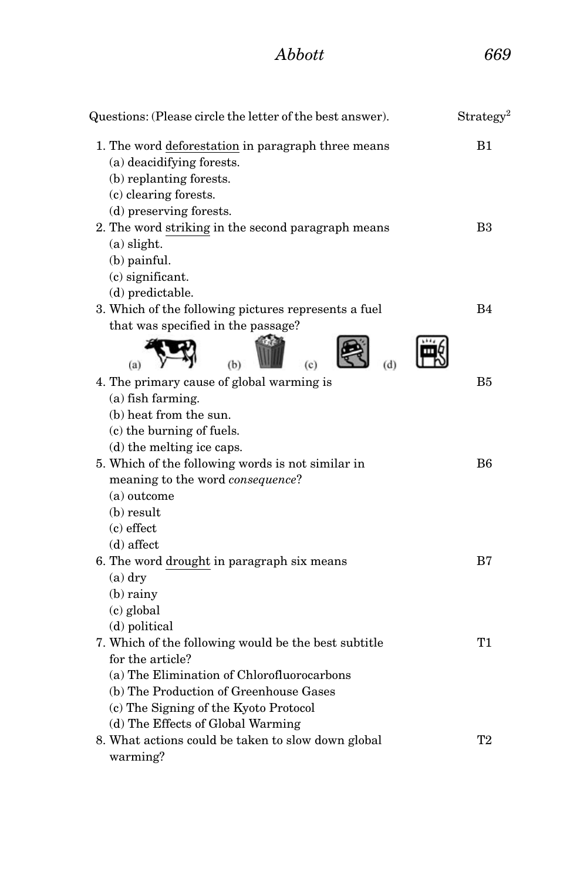| Questions: (Please circle the letter of the best answer). | Strategy[2] |
|---|---|
| 1. The word <u>deforestation</u> in paragraph three means<br>(a) deacidifying forests.<br>(b) replanting forests.<br>(c) clearing forests.<br>(d) preserving forests. | B1 |
| 2. The word <u>striking</u> in the second paragraph means<br>(a) slight.<br>(b) painful.<br>(c) significant.<br>(d) predictable. | B3 |
| 3. Which of the following pictures represents a fuel that was specified in the passage?<br>(a) (b) (c) (d) | B4 |
| 4. The primary cause of global warming is<br>(a) fish farming.<br>(b) heat from the sun.<br>(c) the burning of fuels.<br>(d) the melting ice caps. | B5 |
| 5. Which of the following words is not similar in meaning to the word *consequence*?<br>(a) outcome<br>(b) result<br>(c) effect<br>(d) affect | B6 |
| 6. The word <u>drought</u> in paragraph six means<br>(a) dry<br>(b) rainy<br>(c) global<br>(d) political | B7 |
| 7. Which of the following would be the best subtitle for the article?<br>(a) The Elimination of Chlorofluorocarbons<br>(b) The Production of Greenhouse Gases<br>(c) The Signing of the Kyoto Protocol<br>(d) The Effects of Global Warming | T1 |
| 8. What actions could be taken to slow down global warming? | T2 |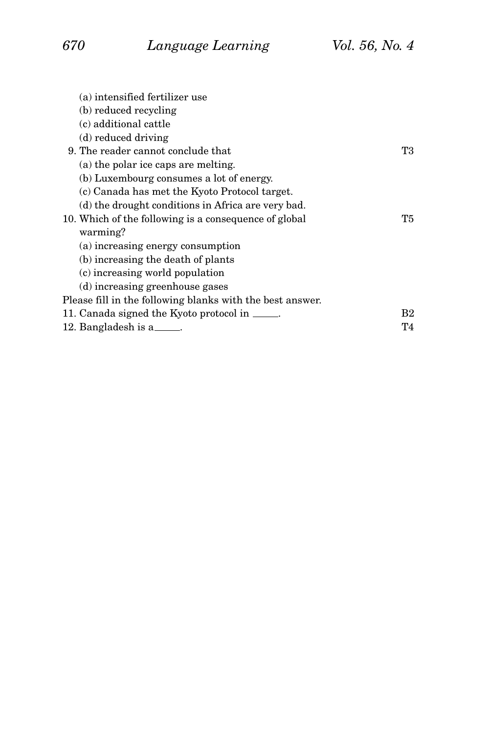(a) intensified fertilizer use
(b) reduced recycling
(c) additional cattle
(d) reduced driving

9. The reader cannot conclude that T3
(a) the polar ice caps are melting.
(b) Luxembourg consumes a lot of energy.
(c) Canada has met the Kyoto Protocol target.
(d) the drought conditions in Africa are very bad.

10. Which of the following is a consequence of global warming? T5
(a) increasing energy consumption
(b) increasing the death of plants
(c) increasing world population
(d) increasing greenhouse gases

Please fill in the following blanks with the best answer.

11. Canada signed the Kyoto protocol in _____. B2

12. Bangladesh is a _____. T4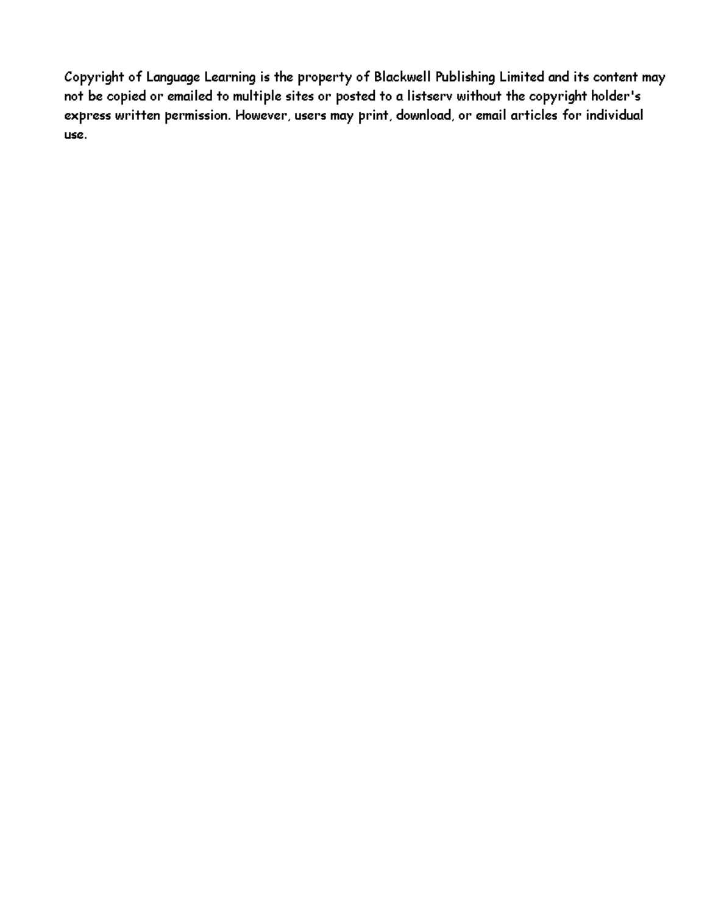Copyright of Language Learning is the property of Blackwell Publishing Limited and its content may not be copied or emailed to multiple sites or posted to a listserv without the copyright holder's express written permission. However, users may print, download, or email articles for individual use.